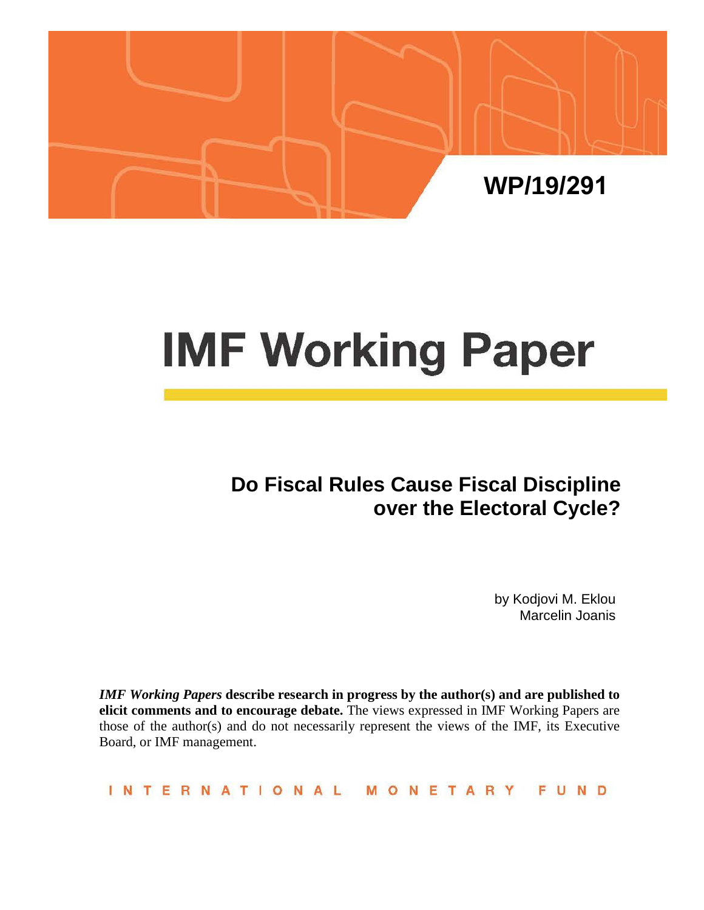WP/19/291

# IMF Working Paper

## Do Fiscal Rules Cause Fiscal Discipline over the Electoral Cycle?

by Kodjovi M. Eklou
Marcelin Joanis

***IMF Working Papers*** **describe research in progress by the author(s) and are published to elicit comments and to encourage debate.** The views expressed in IMF Working Papers are those of the author(s) and do not necessarily represent the views of the IMF, its Executive Board, or IMF management.

INTERNATIONAL MONETARY FUND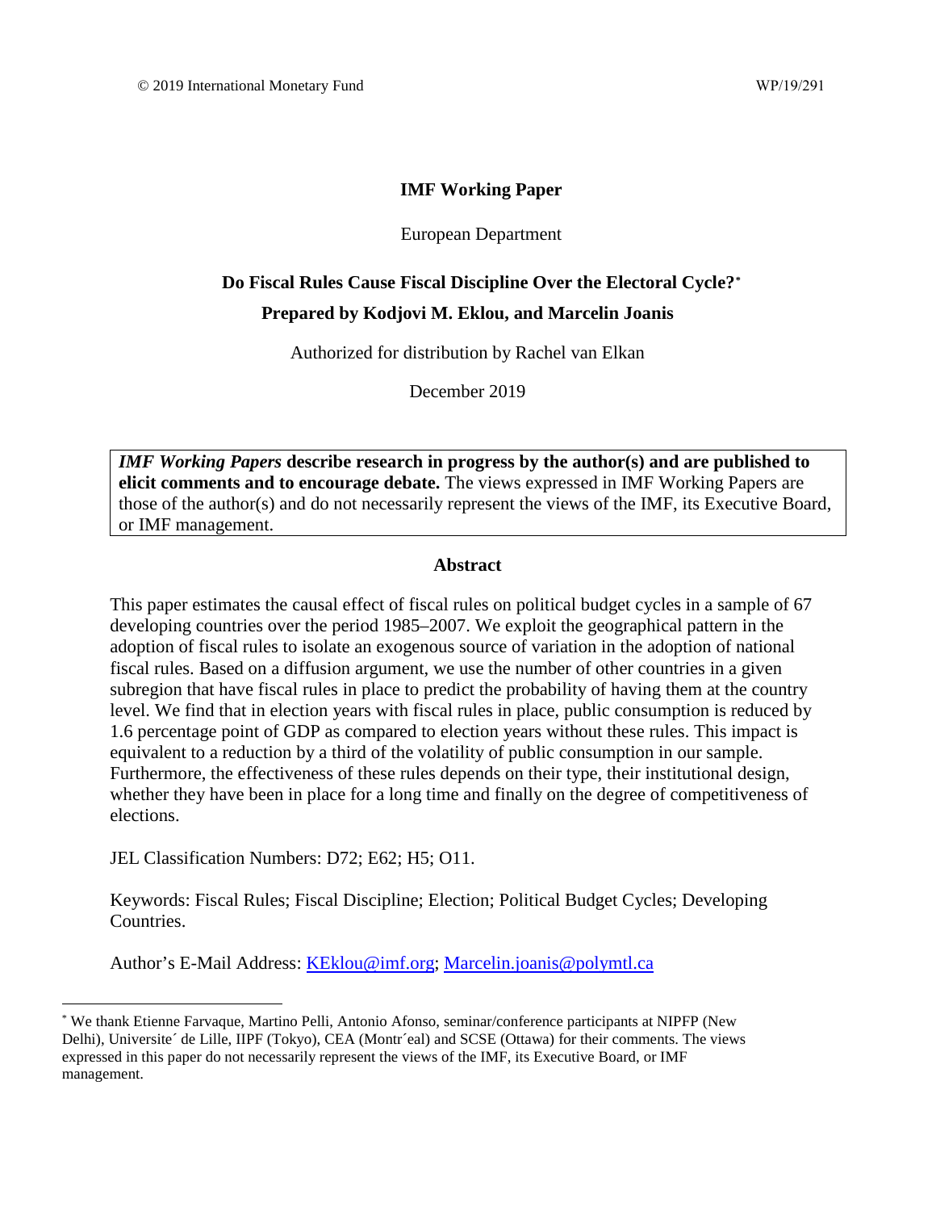© 2019 International Monetary Fund WP/19/291

**IMF Working Paper**

European Department

**Do Fiscal Rules Cause Fiscal Discipline Over the Electoral Cycle?**[*]

**Prepared by Kodjovi M. Eklou, and Marcelin Joanis**

Authorized for distribution by Rachel van Elkan

December 2019

> ***IMF Working Papers*** **describe research in progress by the author(s) and are published to elicit comments and to encourage debate.** The views expressed in IMF Working Papers are those of the author(s) and do not necessarily represent the views of the IMF, its Executive Board, or IMF management.

**Abstract**

This paper estimates the causal effect of fiscal rules on political budget cycles in a sample of 67 developing countries over the period 1985–2007. We exploit the geographical pattern in the adoption of fiscal rules to isolate an exogenous source of variation in the adoption of national fiscal rules. Based on a diffusion argument, we use the number of other countries in a given subregion that have fiscal rules in place to predict the probability of having them at the country level. We find that in election years with fiscal rules in place, public consumption is reduced by 1.6 percentage point of GDP as compared to election years without these rules. This impact is equivalent to a reduction by a third of the volatility of public consumption in our sample. Furthermore, the effectiveness of these rules depends on their type, their institutional design, whether they have been in place for a long time and finally on the degree of competitiveness of elections.

JEL Classification Numbers: D72; E62; H5; O11.

Keywords: Fiscal Rules; Fiscal Discipline; Election; Political Budget Cycles; Developing Countries.

Author's E-Mail Address: KEklou@imf.org; Marcelin.joanis@polymtl.ca

[*] We thank Etienne Farvaque, Martino Pelli, Antonio Afonso, seminar/conference participants at NIPFP (New Delhi), Université de Lille, IIPF (Tokyo), CEA (Montréal) and SCSE (Ottawa) for their comments. The views expressed in this paper do not necessarily represent the views of the IMF, its Executive Board, or IMF management.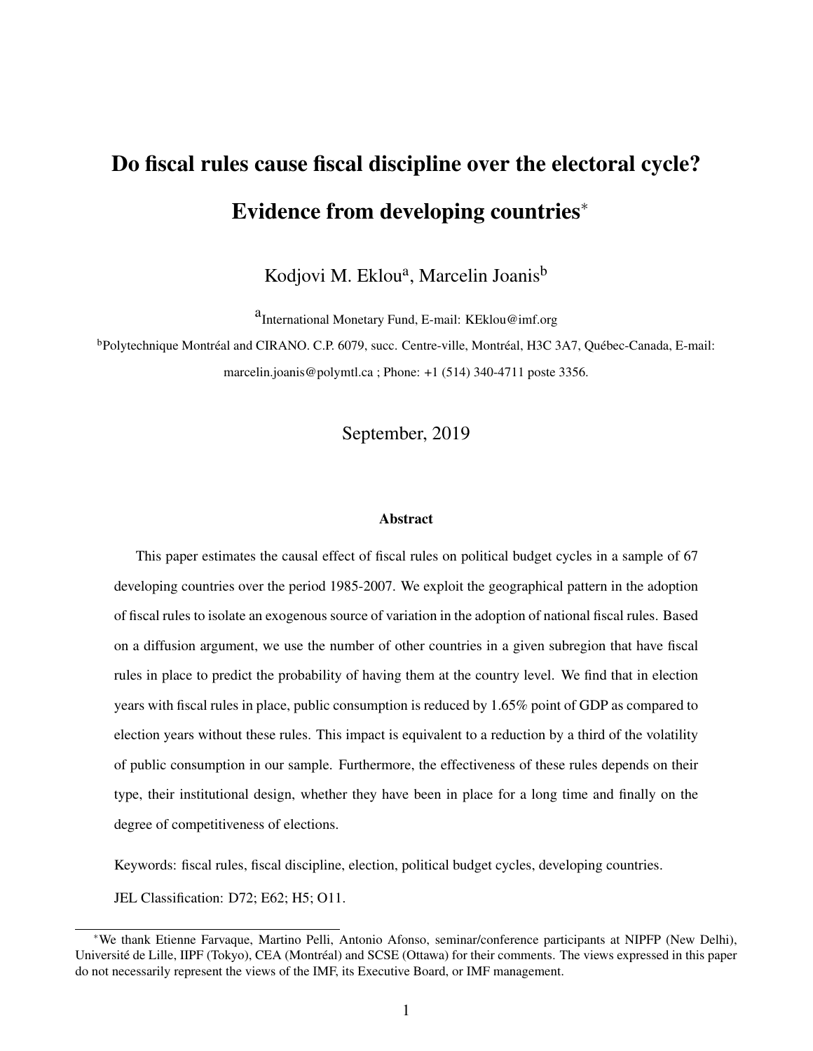# Do fiscal rules cause fiscal discipline over the electoral cycle? Evidence from developing countries*

Kodjovi M. Eklou[a], Marcelin Joanis[b]

[a]International Monetary Fund, E-mail: KEklou@imf.org

[b]Polytechnique Montréal and CIRANO. C.P. 6079, succ. Centre-ville, Montréal, H3C 3A7, Québec-Canada, E-mail: marcelin.joanis@polymtl.ca ; Phone: +1 (514) 340-4711 poste 3356.

September, 2019

### Abstract

This paper estimates the causal effect of fiscal rules on political budget cycles in a sample of 67 developing countries over the period 1985-2007. We exploit the geographical pattern in the adoption of fiscal rules to isolate an exogenous source of variation in the adoption of national fiscal rules. Based on a diffusion argument, we use the number of other countries in a given subregion that have fiscal rules in place to predict the probability of having them at the country level. We find that in election years with fiscal rules in place, public consumption is reduced by 1.65% point of GDP as compared to election years without these rules. This impact is equivalent to a reduction by a third of the volatility of public consumption in our sample. Furthermore, the effectiveness of these rules depends on their type, their institutional design, whether they have been in place for a long time and finally on the degree of competitiveness of elections.

Keywords: fiscal rules, fiscal discipline, election, political budget cycles, developing countries.

JEL Classification: D72; E62; H5; O11.

*We thank Etienne Farvaque, Martino Pelli, Antonio Afonso, seminar/conference participants at NIPFP (New Delhi), Université de Lille, IIPF (Tokyo), CEA (Montréal) and SCSE (Ottawa) for their comments. The views expressed in this paper do not necessarily represent the views of the IMF, its Executive Board, or IMF management.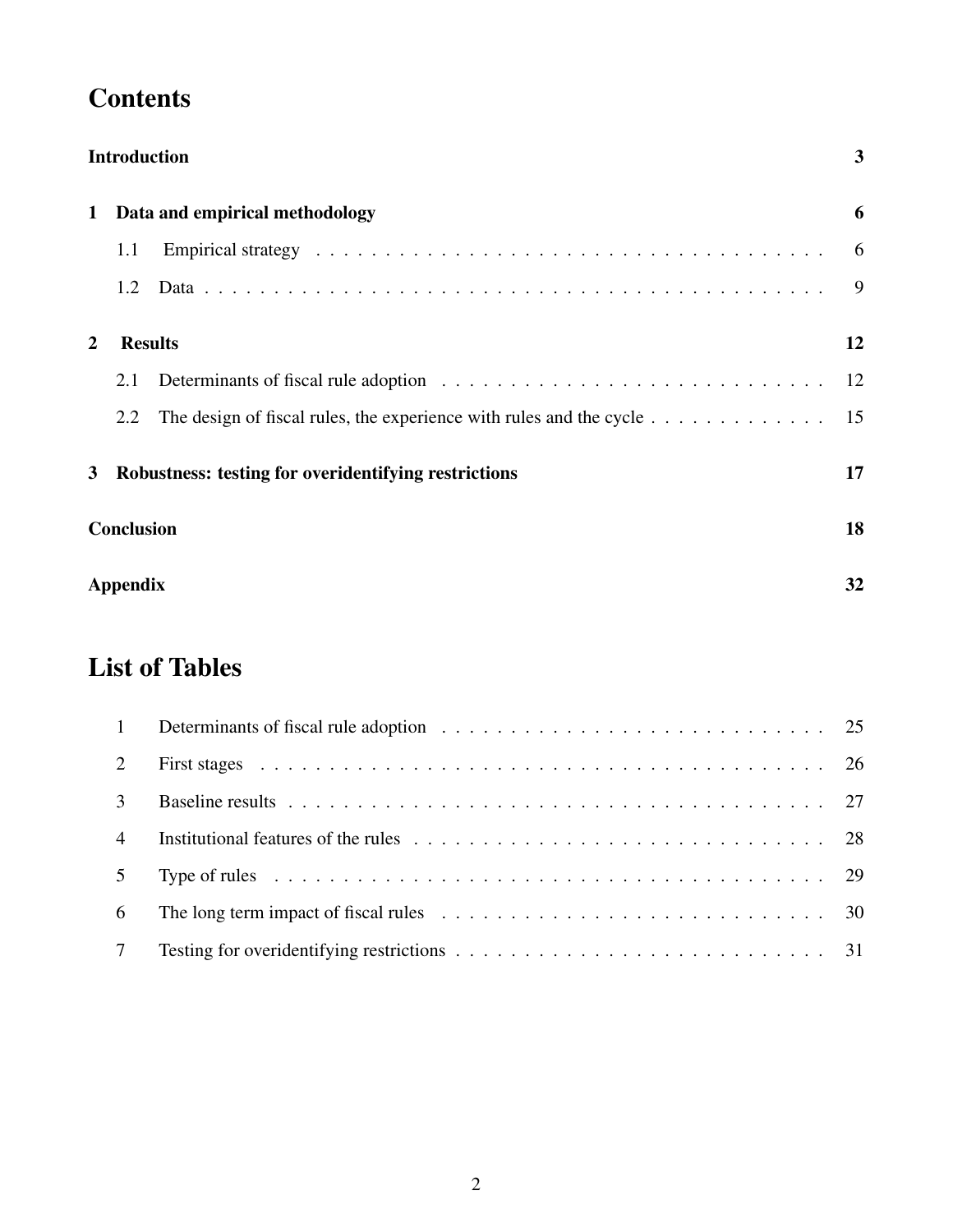# Contents

**Introduction** 3

**1 Data and empirical methodology** 6

- 1.1 Empirical strategy 6
- 1.2 Data 9

**2 Results** 12

- 2.1 Determinants of fiscal rule adoption 12
- 2.2 The design of fiscal rules, the experience with rules and the cycle 15

**3 Robustness: testing for overidentifying restrictions** 17

**Conclusion** 18

**Appendix** 32

# List of Tables

1. Determinants of fiscal rule adoption 25
2. First stages 26
3. Baseline results 27
4. Institutional features of the rules 28
5. Type of rules 29
6. The long term impact of fiscal rules 30
7. Testing for overidentifying restrictions 31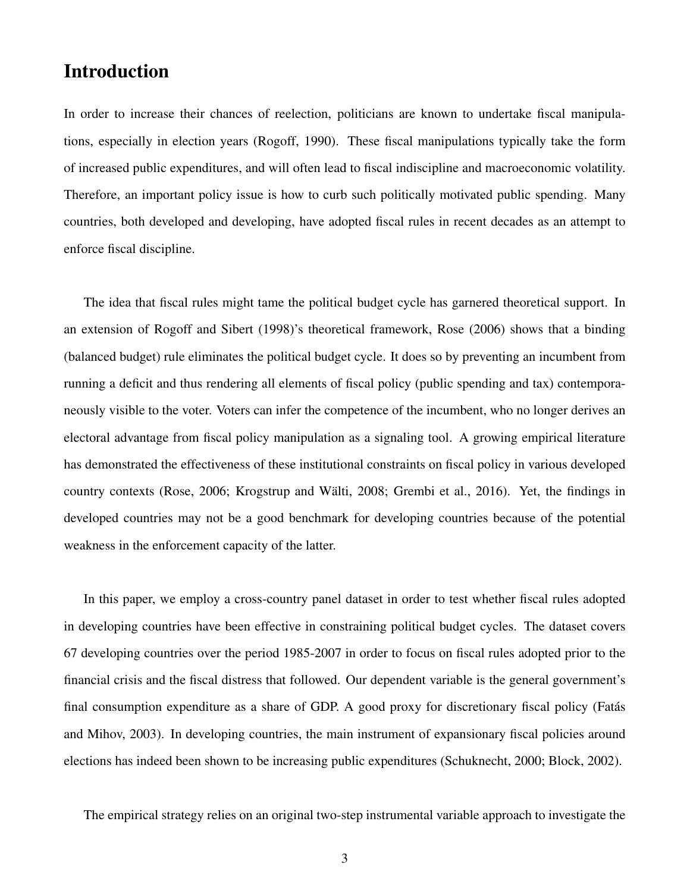## Introduction

In order to increase their chances of reelection, politicians are known to undertake fiscal manipulations, especially in election years (Rogoff, 1990). These fiscal manipulations typically take the form of increased public expenditures, and will often lead to fiscal indiscipline and macroeconomic volatility. Therefore, an important policy issue is how to curb such politically motivated public spending. Many countries, both developed and developing, have adopted fiscal rules in recent decades as an attempt to enforce fiscal discipline.

The idea that fiscal rules might tame the political budget cycle has garnered theoretical support. In an extension of Rogoff and Sibert (1998)'s theoretical framework, Rose (2006) shows that a binding (balanced budget) rule eliminates the political budget cycle. It does so by preventing an incumbent from running a deficit and thus rendering all elements of fiscal policy (public spending and tax) contemporaneously visible to the voter. Voters can infer the competence of the incumbent, who no longer derives an electoral advantage from fiscal policy manipulation as a signaling tool. A growing empirical literature has demonstrated the effectiveness of these institutional constraints on fiscal policy in various developed country contexts (Rose, 2006; Krogstrup and Wälti, 2008; Grembi et al., 2016). Yet, the findings in developed countries may not be a good benchmark for developing countries because of the potential weakness in the enforcement capacity of the latter.

In this paper, we employ a cross-country panel dataset in order to test whether fiscal rules adopted in developing countries have been effective in constraining political budget cycles. The dataset covers 67 developing countries over the period 1985-2007 in order to focus on fiscal rules adopted prior to the financial crisis and the fiscal distress that followed. Our dependent variable is the general government's final consumption expenditure as a share of GDP. A good proxy for discretionary fiscal policy (Fatás and Mihov, 2003). In developing countries, the main instrument of expansionary fiscal policies around elections has indeed been shown to be increasing public expenditures (Schuknecht, 2000; Block, 2002).

The empirical strategy relies on an original two-step instrumental variable approach to investigate the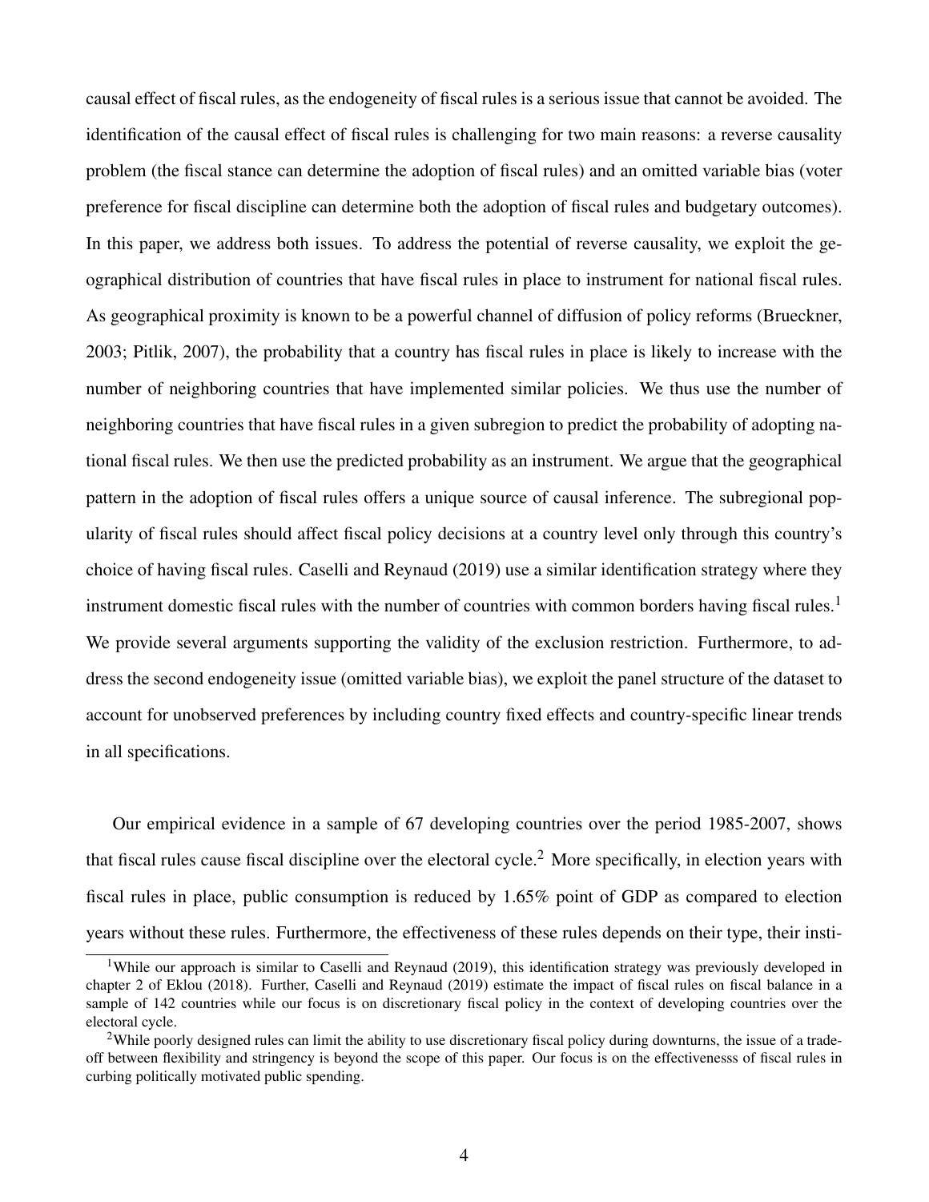causal effect of fiscal rules, as the endogeneity of fiscal rules is a serious issue that cannot be avoided. The identification of the causal effect of fiscal rules is challenging for two main reasons: a reverse causality problem (the fiscal stance can determine the adoption of fiscal rules) and an omitted variable bias (voter preference for fiscal discipline can determine both the adoption of fiscal rules and budgetary outcomes). In this paper, we address both issues. To address the potential of reverse causality, we exploit the geographical distribution of countries that have fiscal rules in place to instrument for national fiscal rules. As geographical proximity is known to be a powerful channel of diffusion of policy reforms (Brueckner, 2003; Pitlik, 2007), the probability that a country has fiscal rules in place is likely to increase with the number of neighboring countries that have implemented similar policies. We thus use the number of neighboring countries that have fiscal rules in a given subregion to predict the probability of adopting national fiscal rules. We then use the predicted probability as an instrument. We argue that the geographical pattern in the adoption of fiscal rules offers a unique source of causal inference. The subregional popularity of fiscal rules should affect fiscal policy decisions at a country level only through this country's choice of having fiscal rules. Caselli and Reynaud (2019) use a similar identification strategy where they instrument domestic fiscal rules with the number of countries with common borders having fiscal rules.[1] We provide several arguments supporting the validity of the exclusion restriction. Furthermore, to address the second endogeneity issue (omitted variable bias), we exploit the panel structure of the dataset to account for unobserved preferences by including country fixed effects and country-specific linear trends in all specifications.

Our empirical evidence in a sample of 67 developing countries over the period 1985-2007, shows that fiscal rules cause fiscal discipline over the electoral cycle.[2] More specifically, in election years with fiscal rules in place, public consumption is reduced by 1.65% point of GDP as compared to election years without these rules. Furthermore, the effectiveness of these rules depends on their type, their insti-

[1] While our approach is similar to Caselli and Reynaud (2019), this identification strategy was previously developed in chapter 2 of Eklou (2018). Further, Caselli and Reynaud (2019) estimate the impact of fiscal rules on fiscal balance in a sample of 142 countries while our focus is on discretionary fiscal policy in the context of developing countries over the electoral cycle.

[2] While poorly designed rules can limit the ability to use discretionary fiscal policy during downturns, the issue of a trade-off between flexibility and stringency is beyond the scope of this paper. Our focus is on the effectivenesss of fiscal rules in curbing politically motivated public spending.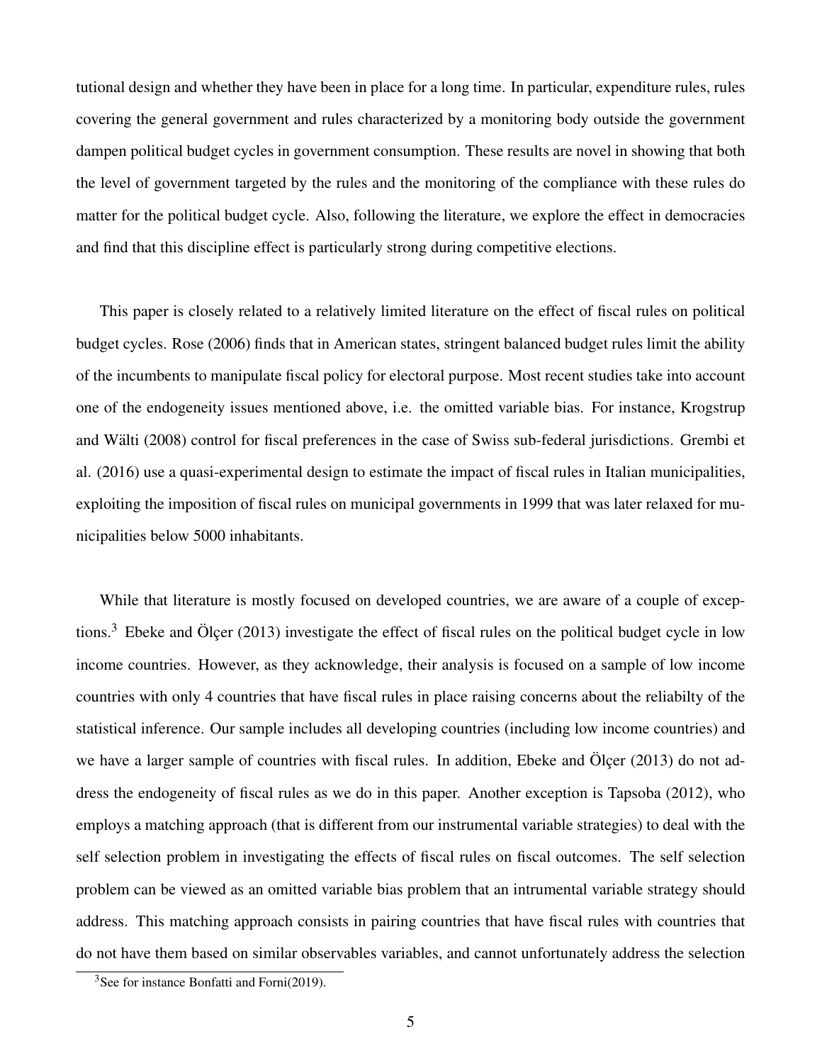tutional design and whether they have been in place for a long time. In particular, expenditure rules, rules covering the general government and rules characterized by a monitoring body outside the government dampen political budget cycles in government consumption. These results are novel in showing that both the level of government targeted by the rules and the monitoring of the compliance with these rules do matter for the political budget cycle. Also, following the literature, we explore the effect in democracies and find that this discipline effect is particularly strong during competitive elections.

This paper is closely related to a relatively limited literature on the effect of fiscal rules on political budget cycles. Rose (2006) finds that in American states, stringent balanced budget rules limit the ability of the incumbents to manipulate fiscal policy for electoral purpose. Most recent studies take into account one of the endogeneity issues mentioned above, i.e. the omitted variable bias. For instance, Krogstrup and Wälti (2008) control for fiscal preferences in the case of Swiss sub-federal jurisdictions. Grembi et al. (2016) use a quasi-experimental design to estimate the impact of fiscal rules in Italian municipalities, exploiting the imposition of fiscal rules on municipal governments in 1999 that was later relaxed for municipalities below 5000 inhabitants.

While that literature is mostly focused on developed countries, we are aware of a couple of exceptions.[3] Ebeke and Ölçer (2013) investigate the effect of fiscal rules on the political budget cycle in low income countries. However, as they acknowledge, their analysis is focused on a sample of low income countries with only 4 countries that have fiscal rules in place raising concerns about the reliabilty of the statistical inference. Our sample includes all developing countries (including low income countries) and we have a larger sample of countries with fiscal rules. In addition, Ebeke and Ölçer (2013) do not address the endogeneity of fiscal rules as we do in this paper. Another exception is Tapsoba (2012), who employs a matching approach (that is different from our instrumental variable strategies) to deal with the self selection problem in investigating the effects of fiscal rules on fiscal outcomes. The self selection problem can be viewed as an omitted variable bias problem that an intrumental variable strategy should address. This matching approach consists in pairing countries that have fiscal rules with countries that do not have them based on similar observables variables, and cannot unfortunately address the selection

[3] See for instance Bonfatti and Forni(2019).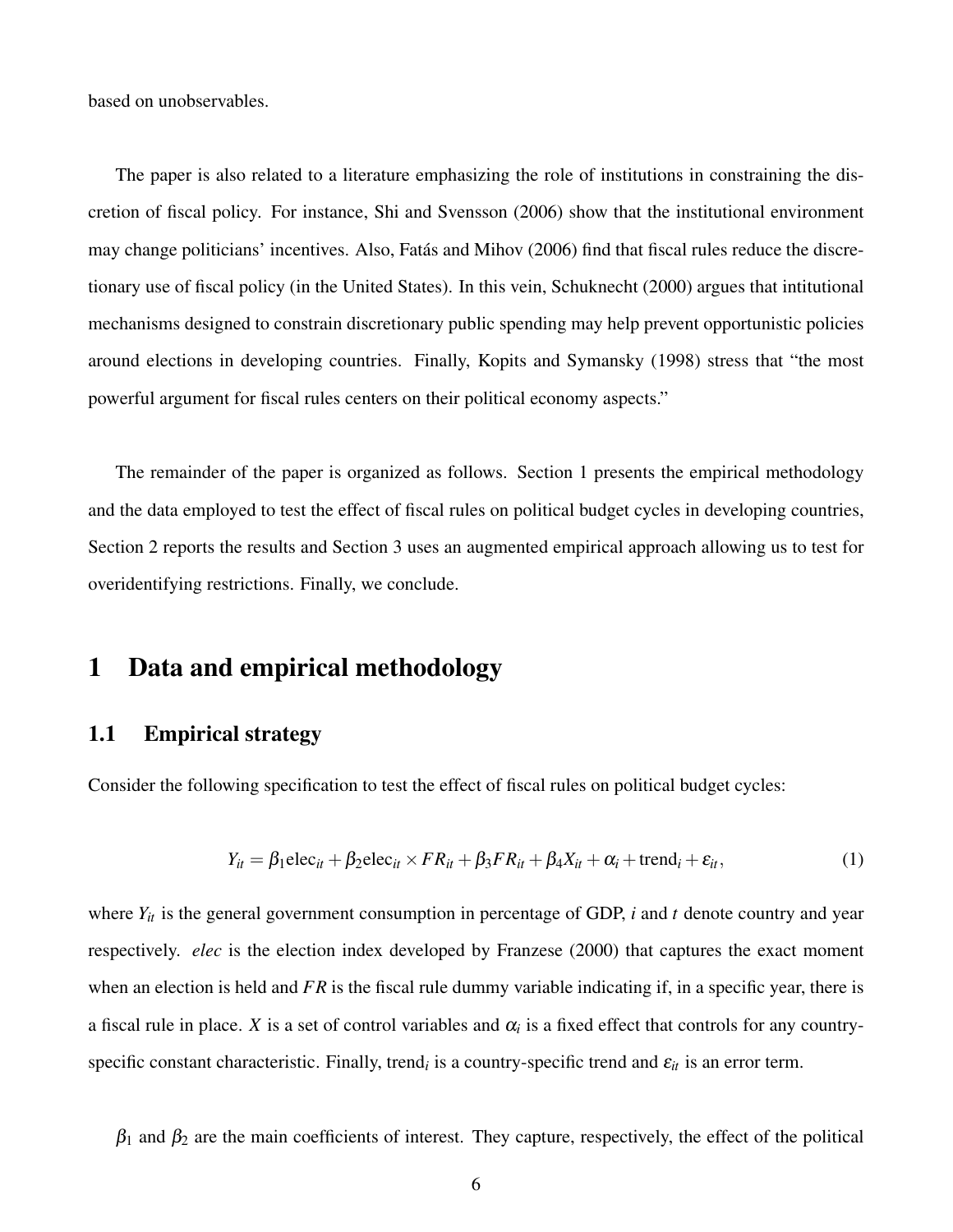based on unobservables.

The paper is also related to a literature emphasizing the role of institutions in constraining the discretion of fiscal policy. For instance, Shi and Svensson (2006) show that the institutional environment may change politicians' incentives. Also, Fatás and Mihov (2006) find that fiscal rules reduce the discretionary use of fiscal policy (in the United States). In this vein, Schuknecht (2000) argues that intitutional mechanisms designed to constrain discretionary public spending may help prevent opportunistic policies around elections in developing countries. Finally, Kopits and Symansky (1998) stress that "the most powerful argument for fiscal rules centers on their political economy aspects."

The remainder of the paper is organized as follows. Section 1 presents the empirical methodology and the data employed to test the effect of fiscal rules on political budget cycles in developing countries, Section 2 reports the results and Section 3 uses an augmented empirical approach allowing us to test for overidentifying restrictions. Finally, we conclude.

# 1 Data and empirical methodology

## 1.1 Empirical strategy

Consider the following specification to test the effect of fiscal rules on political budget cycles:

$$Y_{it} = \beta_1 \text{elec}_{it} + \beta_2 \text{elec}_{it} \times FR_{it} + \beta_3 FR_{it} + \beta_4 X_{it} + \alpha_i + \text{trend}_i + \varepsilon_{it}, \tag{1}$$

where $Y_{it}$ is the general government consumption in percentage of GDP, $i$ and $t$ denote country and year respectively. *elec* is the election index developed by Franzese (2000) that captures the exact moment when an election is held and $FR$ is the fiscal rule dummy variable indicating if, in a specific year, there is a fiscal rule in place. $X$ is a set of control variables and $\alpha_i$ is a fixed effect that controls for any country-specific constant characteristic. Finally, $\text{trend}_i$ is a country-specific trend and $\varepsilon_{it}$ is an error term.

$\beta_1$ and $\beta_2$ are the main coefficients of interest. They capture, respectively, the effect of the political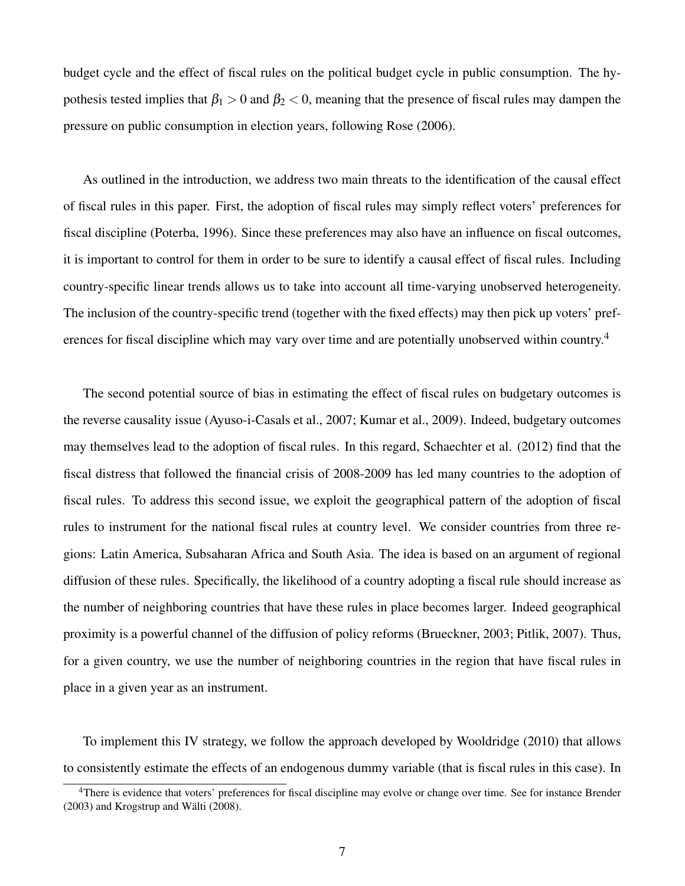budget cycle and the effect of fiscal rules on the political budget cycle in public consumption. The hypothesis tested implies that $\beta_1 > 0$ and $\beta_2 < 0$, meaning that the presence of fiscal rules may dampen the pressure on public consumption in election years, following Rose (2006).

As outlined in the introduction, we address two main threats to the identification of the causal effect of fiscal rules in this paper. First, the adoption of fiscal rules may simply reflect voters' preferences for fiscal discipline (Poterba, 1996). Since these preferences may also have an influence on fiscal outcomes, it is important to control for them in order to be sure to identify a causal effect of fiscal rules. Including country-specific linear trends allows us to take into account all time-varying unobserved heterogeneity. The inclusion of the country-specific trend (together with the fixed effects) may then pick up voters' preferences for fiscal discipline which may vary over time and are potentially unobserved within country.[4]

The second potential source of bias in estimating the effect of fiscal rules on budgetary outcomes is the reverse causality issue (Ayuso-i-Casals et al., 2007; Kumar et al., 2009). Indeed, budgetary outcomes may themselves lead to the adoption of fiscal rules. In this regard, Schaechter et al. (2012) find that the fiscal distress that followed the financial crisis of 2008-2009 has led many countries to the adoption of fiscal rules. To address this second issue, we exploit the geographical pattern of the adoption of fiscal rules to instrument for the national fiscal rules at country level. We consider countries from three regions: Latin America, Subsaharan Africa and South Asia. The idea is based on an argument of regional diffusion of these rules. Specifically, the likelihood of a country adopting a fiscal rule should increase as the number of neighboring countries that have these rules in place becomes larger. Indeed geographical proximity is a powerful channel of the diffusion of policy reforms (Brueckner, 2003; Pitlik, 2007). Thus, for a given country, we use the number of neighboring countries in the region that have fiscal rules in place in a given year as an instrument.

To implement this IV strategy, we follow the approach developed by Wooldridge (2010) that allows to consistently estimate the effects of an endogenous dummy variable (that is fiscal rules in this case). In

[4] There is evidence that voters' preferences for fiscal discipline may evolve or change over time. See for instance Brender (2003) and Krogstrup and Wälti (2008).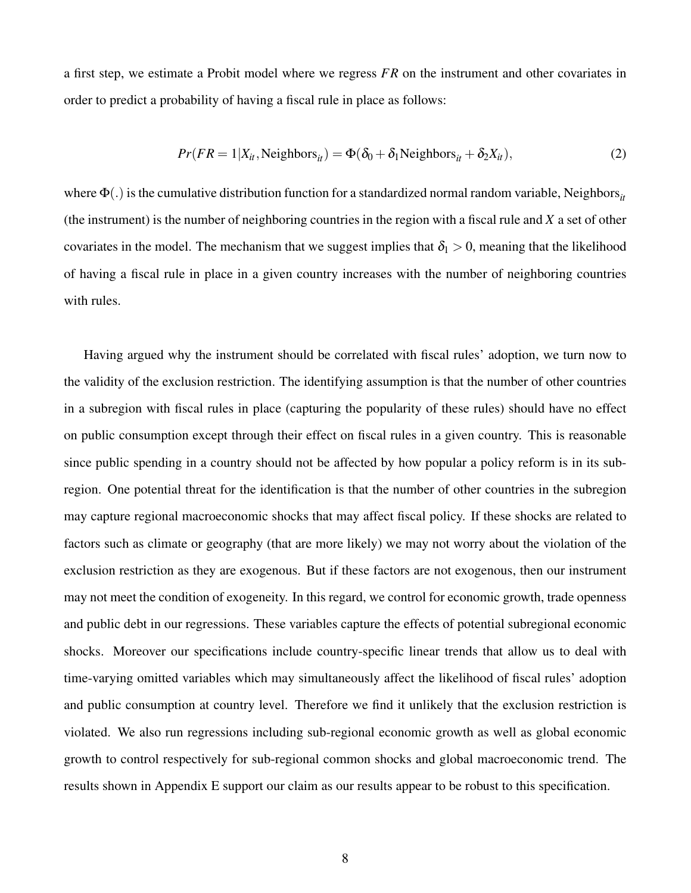a first step, we estimate a Probit model where we regress $FR$ on the instrument and other covariates in order to predict a probability of having a fiscal rule in place as follows:

$$Pr(FR = 1|X_{it}, \text{Neighbors}_{it}) = \Phi(\delta_0 + \delta_1 \text{Neighbors}_{it} + \delta_2 X_{it}), \tag{2}$$

where $\Phi(.)$ is the cumulative distribution function for a standardized normal random variable, $\text{Neighbors}_{it}$ (the instrument) is the number of neighboring countries in the region with a fiscal rule and $X$ a set of other covariates in the model. The mechanism that we suggest implies that $\delta_1 > 0$, meaning that the likelihood of having a fiscal rule in place in a given country increases with the number of neighboring countries with rules.

Having argued why the instrument should be correlated with fiscal rules' adoption, we turn now to the validity of the exclusion restriction. The identifying assumption is that the number of other countries in a subregion with fiscal rules in place (capturing the popularity of these rules) should have no effect on public consumption except through their effect on fiscal rules in a given country. This is reasonable since public spending in a country should not be affected by how popular a policy reform is in its subregion. One potential threat for the identification is that the number of other countries in the subregion may capture regional macroeconomic shocks that may affect fiscal policy. If these shocks are related to factors such as climate or geography (that are more likely) we may not worry about the violation of the exclusion restriction as they are exogenous. But if these factors are not exogenous, then our instrument may not meet the condition of exogeneity. In this regard, we control for economic growth, trade openness and public debt in our regressions. These variables capture the effects of potential subregional economic shocks. Moreover our specifications include country-specific linear trends that allow us to deal with time-varying omitted variables which may simultaneously affect the likelihood of fiscal rules' adoption and public consumption at country level. Therefore we find it unlikely that the exclusion restriction is violated. We also run regressions including sub-regional economic growth as well as global economic growth to control respectively for sub-regional common shocks and global macroeconomic trend. The results shown in Appendix E support our claim as our results appear to be robust to this specification.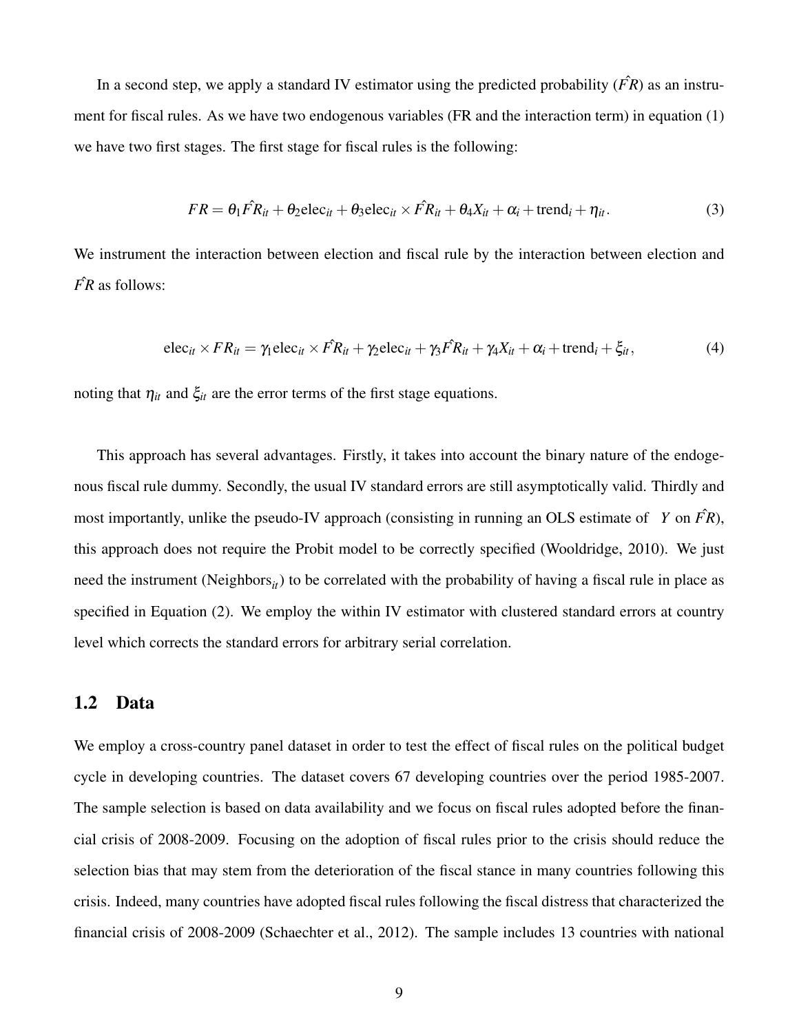In a second step, we apply a standard IV estimator using the predicted probability ($\hat{FR}$) as an instrument for fiscal rules. As we have two endogenous variables (FR and the interaction term) in equation (1) we have two first stages. The first stage for fiscal rules is the following:

$$FR = \theta_1 \hat{FR}_{it} + \theta_2 \text{elec}_{it} + \theta_3 \text{elec}_{it} \times \hat{FR}_{it} + \theta_4 X_{it} + \alpha_i + \text{trend}_i + \eta_{it}. \tag{3}$$

We instrument the interaction between election and fiscal rule by the interaction between election and $\hat{FR}$ as follows:

$$\text{elec}_{it} \times FR_{it} = \gamma_1 \text{elec}_{it} \times \hat{FR}_{it} + \gamma_2 \text{elec}_{it} + \gamma_3 \hat{FR}_{it} + \gamma_4 X_{it} + \alpha_i + \text{trend}_i + \xi_{it}, \tag{4}$$

noting that $\eta_{it}$ and $\xi_{it}$ are the error terms of the first stage equations.

This approach has several advantages. Firstly, it takes into account the binary nature of the endogenous fiscal rule dummy. Secondly, the usual IV standard errors are still asymptotically valid. Thirdly and most importantly, unlike the pseudo-IV approach (consisting in running an OLS estimate of $Y$ on $\hat{FR}$), this approach does not require the Probit model to be correctly specified (Wooldridge, 2010). We just need the instrument ($\text{Neighbors}_{it}$) to be correlated with the probability of having a fiscal rule in place as specified in Equation (2). We employ the within IV estimator with clustered standard errors at country level which corrects the standard errors for arbitrary serial correlation.

## 1.2 Data

We employ a cross-country panel dataset in order to test the effect of fiscal rules on the political budget cycle in developing countries. The dataset covers 67 developing countries over the period 1985-2007. The sample selection is based on data availability and we focus on fiscal rules adopted before the financial crisis of 2008-2009. Focusing on the adoption of fiscal rules prior to the crisis should reduce the selection bias that may stem from the deterioration of the fiscal stance in many countries following this crisis. Indeed, many countries have adopted fiscal rules following the fiscal distress that characterized the financial crisis of 2008-2009 (Schaechter et al., 2012). The sample includes 13 countries with national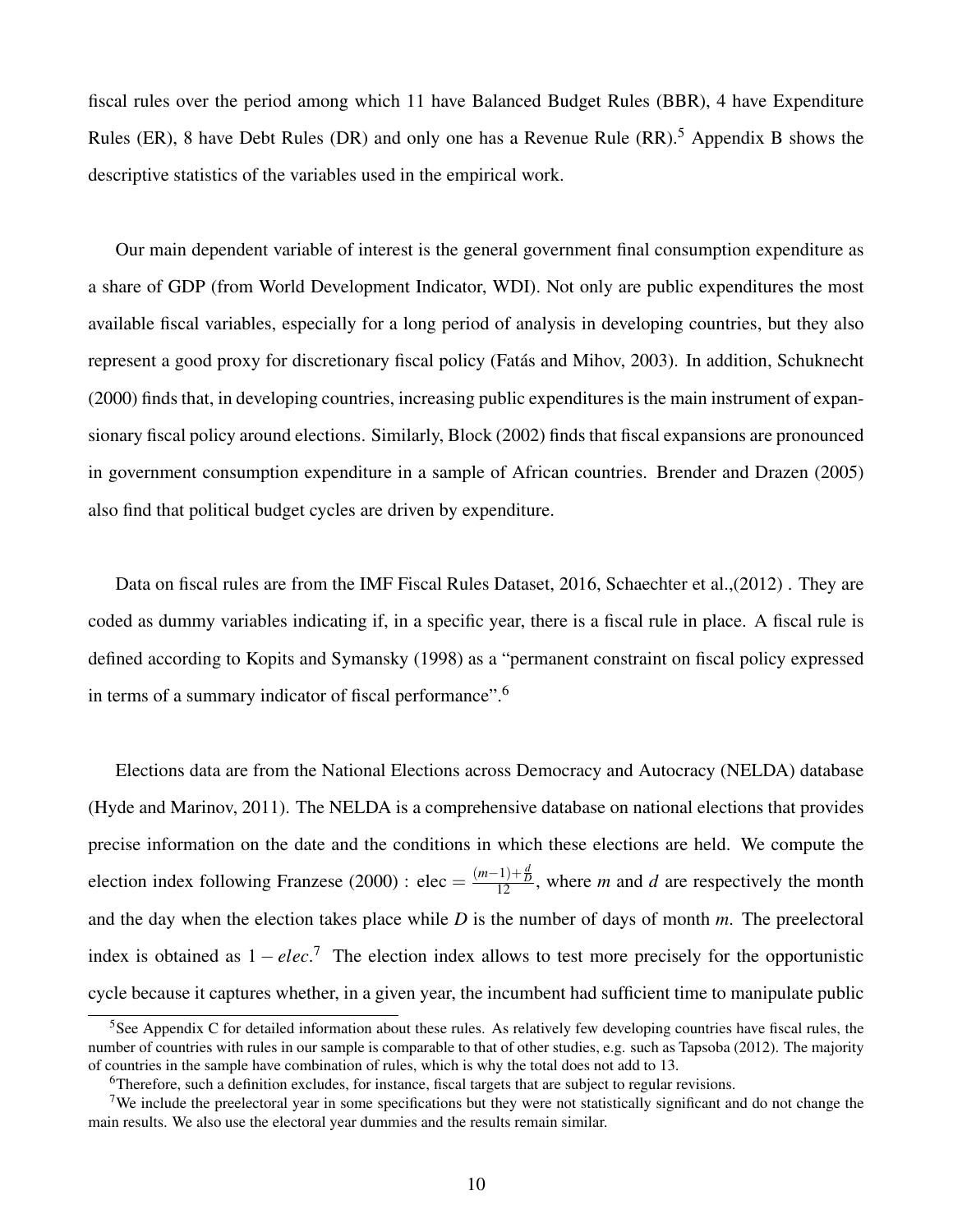fiscal rules over the period among which 11 have Balanced Budget Rules (BBR), 4 have Expenditure Rules (ER), 8 have Debt Rules (DR) and only one has a Revenue Rule (RR).[5] Appendix B shows the descriptive statistics of the variables used in the empirical work.

Our main dependent variable of interest is the general government final consumption expenditure as a share of GDP (from World Development Indicator, WDI). Not only are public expenditures the most available fiscal variables, especially for a long period of analysis in developing countries, but they also represent a good proxy for discretionary fiscal policy (Fatás and Mihov, 2003). In addition, Schuknecht (2000) finds that, in developing countries, increasing public expenditures is the main instrument of expansionary fiscal policy around elections. Similarly, Block (2002) finds that fiscal expansions are pronounced in government consumption expenditure in a sample of African countries. Brender and Drazen (2005) also find that political budget cycles are driven by expenditure.

Data on fiscal rules are from the IMF Fiscal Rules Dataset, 2016, Schaechter et al.,(2012) . They are coded as dummy variables indicating if, in a specific year, there is a fiscal rule in place. A fiscal rule is defined according to Kopits and Symansky (1998) as a "permanent constraint on fiscal policy expressed in terms of a summary indicator of fiscal performance".[6]

Elections data are from the National Elections across Democracy and Autocracy (NELDA) database (Hyde and Marinov, 2011). The NELDA is a comprehensive database on national elections that provides precise information on the date and the conditions in which these elections are held. We compute the election index following Franzese (2000) : $\text{elec} = \frac{(m-1)+\frac{d}{D}}{12}$, where $m$ and $d$ are respectively the month and the day when the election takes place while $D$ is the number of days of month $m$. The preelectoral index is obtained as $1 - elec$.[7] The election index allows to test more precisely for the opportunistic cycle because it captures whether, in a given year, the incumbent had sufficient time to manipulate public

---

[5] See Appendix C for detailed information about these rules. As relatively few developing countries have fiscal rules, the number of countries with rules in our sample is comparable to that of other studies, e.g. such as Tapsoba (2012). The majority of countries in the sample have combination of rules, which is why the total does not add to 13.

[6] Therefore, such a definition excludes, for instance, fiscal targets that are subject to regular revisions.

[7] We include the preelectoral year in some specifications but they were not statistically significant and do not change the main results. We also use the electoral year dummies and the results remain similar.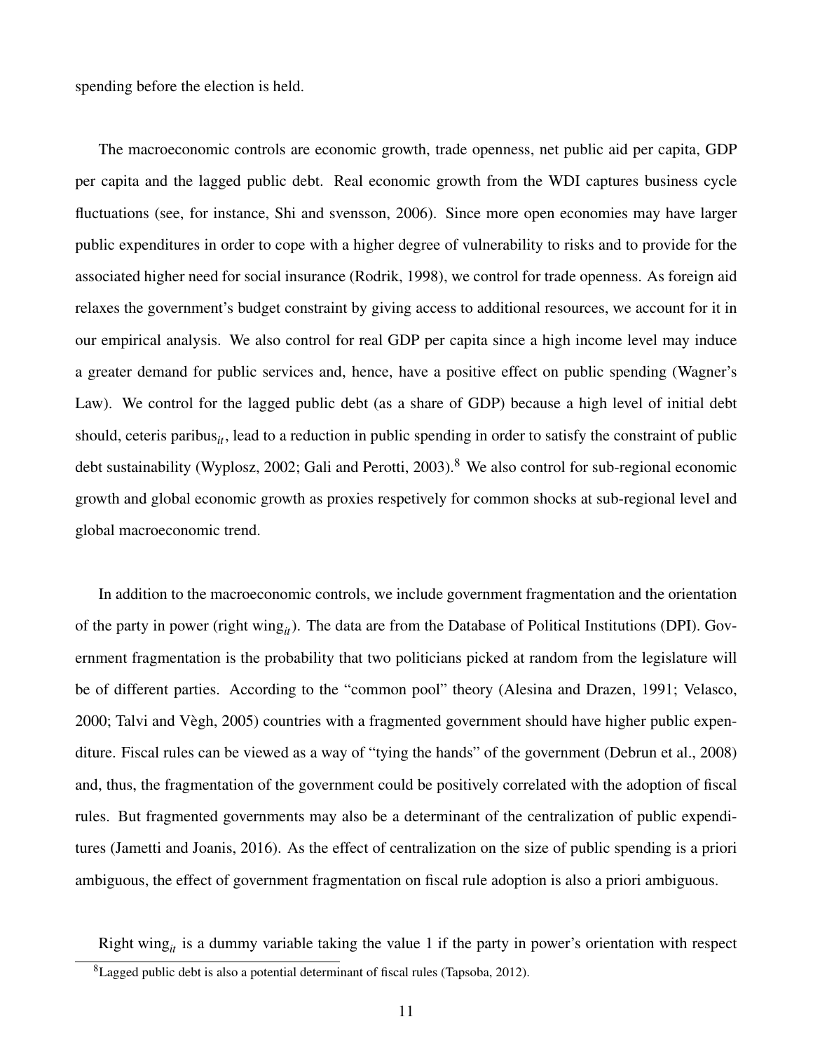spending before the election is held.

The macroeconomic controls are economic growth, trade openness, net public aid per capita, GDP per capita and the lagged public debt. Real economic growth from the WDI captures business cycle fluctuations (see, for instance, Shi and svensson, 2006). Since more open economies may have larger public expenditures in order to cope with a higher degree of vulnerability to risks and to provide for the associated higher need for social insurance (Rodrik, 1998), we control for trade openness. As foreign aid relaxes the government's budget constraint by giving access to additional resources, we account for it in our empirical analysis. We also control for real GDP per capita since a high income level may induce a greater demand for public services and, hence, have a positive effect on public spending (Wagner's Law). We control for the lagged public debt (as a share of GDP) because a high level of initial debt should, ceteris paribus$_{it}$, lead to a reduction in public spending in order to satisfy the constraint of public debt sustainability (Wyplosz, 2002; Gali and Perotti, 2003).[8] We also control for sub-regional economic growth and global economic growth as proxies respetively for common shocks at sub-regional level and global macroeconomic trend.

In addition to the macroeconomic controls, we include government fragmentation and the orientation of the party in power (right wing$_{it}$). The data are from the Database of Political Institutions (DPI). Government fragmentation is the probability that two politicians picked at random from the legislature will be of different parties. According to the "common pool" theory (Alesina and Drazen, 1991; Velasco, 2000; Talvi and Vègh, 2005) countries with a fragmented government should have higher public expenditure. Fiscal rules can be viewed as a way of "tying the hands" of the government (Debrun et al., 2008) and, thus, the fragmentation of the government could be positively correlated with the adoption of fiscal rules. But fragmented governments may also be a determinant of the centralization of public expenditures (Jametti and Joanis, 2016). As the effect of centralization on the size of public spending is a priori ambiguous, the effect of government fragmentation on fiscal rule adoption is also a priori ambiguous.

Right wing$_{it}$ is a dummy variable taking the value 1 if the party in power's orientation with respect

[8]Lagged public debt is also a potential determinant of fiscal rules (Tapsoba, 2012).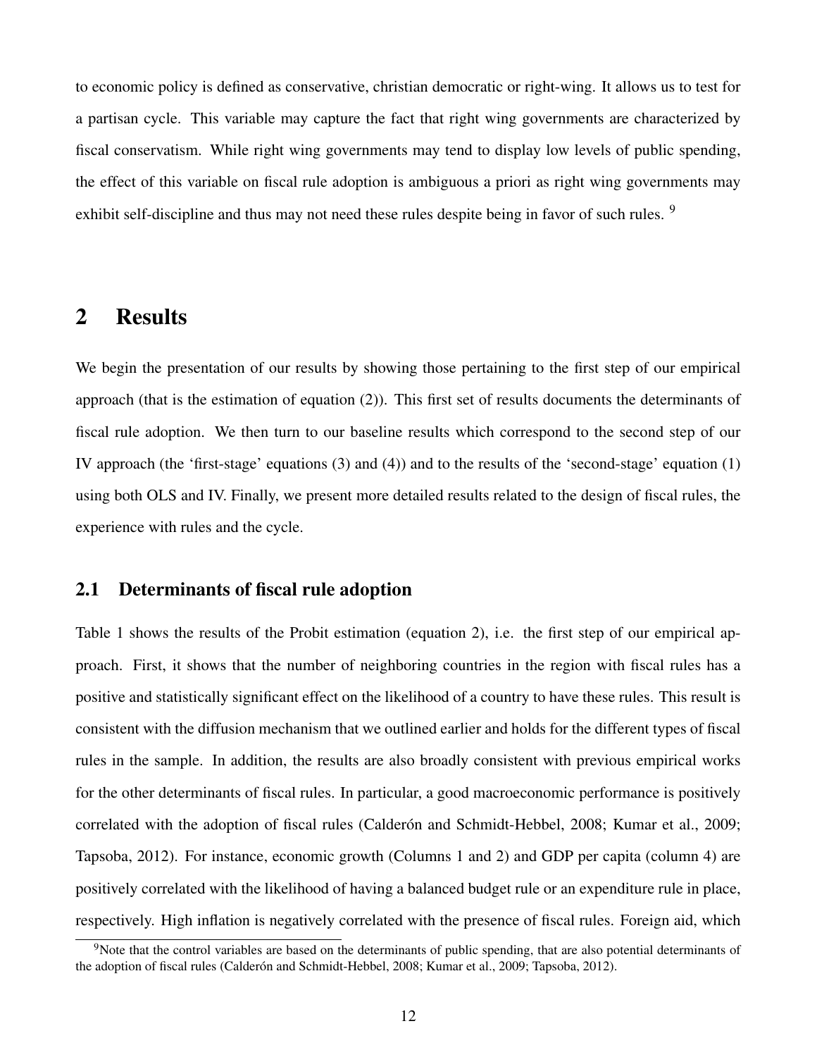to economic policy is defined as conservative, christian democratic or right-wing. It allows us to test for a partisan cycle. This variable may capture the fact that right wing governments are characterized by fiscal conservatism. While right wing governments may tend to display low levels of public spending, the effect of this variable on fiscal rule adoption is ambiguous a priori as right wing governments may exhibit self-discipline and thus may not need these rules despite being in favor of such rules. [9]

# 2 Results

We begin the presentation of our results by showing those pertaining to the first step of our empirical approach (that is the estimation of equation (2)). This first set of results documents the determinants of fiscal rule adoption. We then turn to our baseline results which correspond to the second step of our IV approach (the 'first-stage' equations (3) and (4)) and to the results of the 'second-stage' equation (1) using both OLS and IV. Finally, we present more detailed results related to the design of fiscal rules, the experience with rules and the cycle.

## 2.1 Determinants of fiscal rule adoption

Table 1 shows the results of the Probit estimation (equation 2), i.e. the first step of our empirical approach. First, it shows that the number of neighboring countries in the region with fiscal rules has a positive and statistically significant effect on the likelihood of a country to have these rules. This result is consistent with the diffusion mechanism that we outlined earlier and holds for the different types of fiscal rules in the sample. In addition, the results are also broadly consistent with previous empirical works for the other determinants of fiscal rules. In particular, a good macroeconomic performance is positively correlated with the adoption of fiscal rules (Calderón and Schmidt-Hebbel, 2008; Kumar et al., 2009; Tapsoba, 2012). For instance, economic growth (Columns 1 and 2) and GDP per capita (column 4) are positively correlated with the likelihood of having a balanced budget rule or an expenditure rule in place, respectively. High inflation is negatively correlated with the presence of fiscal rules. Foreign aid, which

[9]Note that the control variables are based on the determinants of public spending, that are also potential determinants of the adoption of fiscal rules (Calderón and Schmidt-Hebbel, 2008; Kumar et al., 2009; Tapsoba, 2012).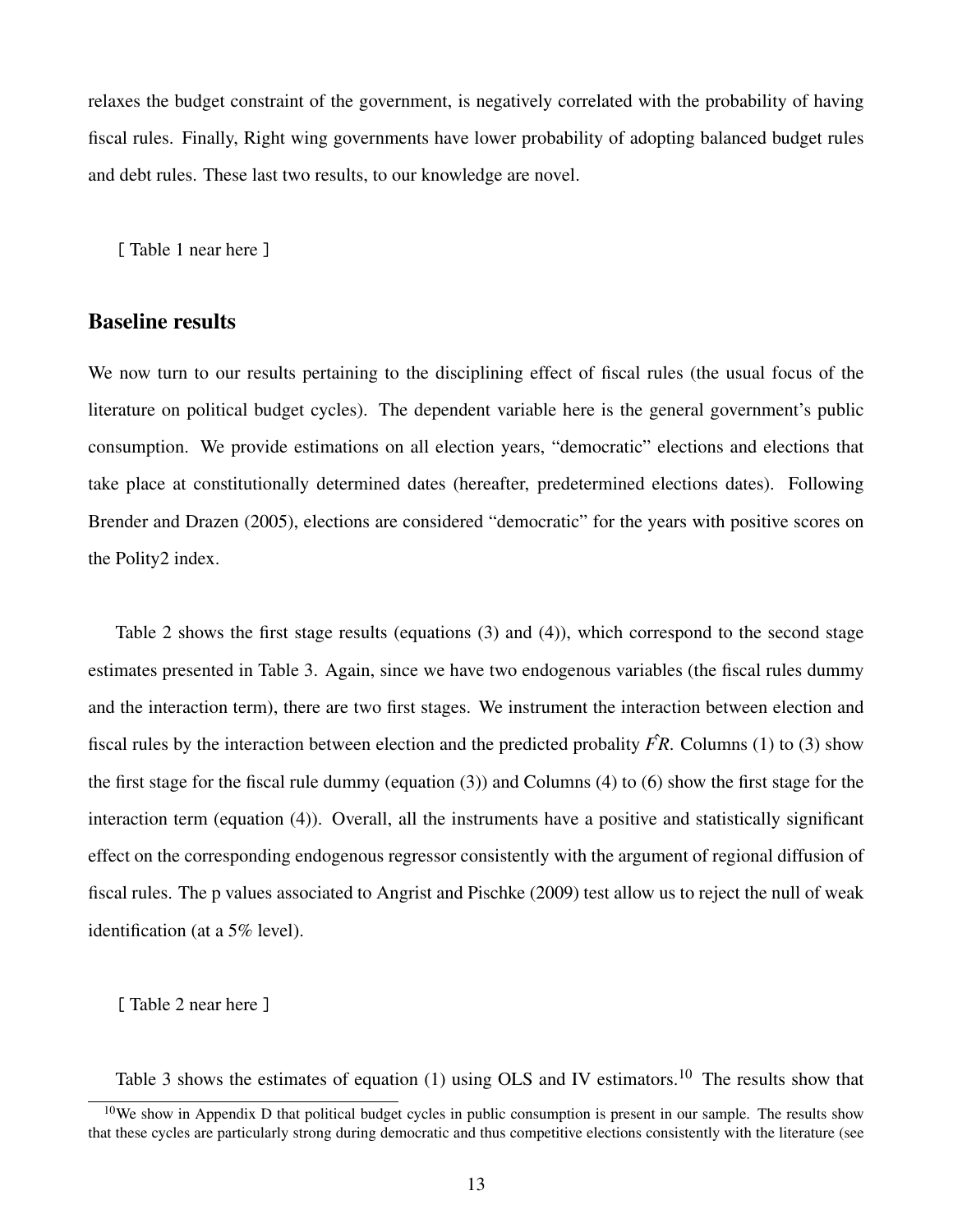relaxes the budget constraint of the government, is negatively correlated with the probability of having fiscal rules. Finally, Right wing governments have lower probability of adopting balanced budget rules and debt rules. These last two results, to our knowledge are novel.

[ Table 1 near here ]

## Baseline results

We now turn to our results pertaining to the disciplining effect of fiscal rules (the usual focus of the literature on political budget cycles). The dependent variable here is the general government's public consumption. We provide estimations on all election years, "democratic" elections and elections that take place at constitutionally determined dates (hereafter, predetermined elections dates). Following Brender and Drazen (2005), elections are considered "democratic" for the years with positive scores on the Polity2 index.

Table 2 shows the first stage results (equations (3) and (4)), which correspond to the second stage estimates presented in Table 3. Again, since we have two endogenous variables (the fiscal rules dummy and the interaction term), there are two first stages. We instrument the interaction between election and fiscal rules by the interaction between election and the predicted probality $\hat{FR}$. Columns (1) to (3) show the first stage for the fiscal rule dummy (equation (3)) and Columns (4) to (6) show the first stage for the interaction term (equation (4)). Overall, all the instruments have a positive and statistically significant effect on the corresponding endogenous regressor consistently with the argument of regional diffusion of fiscal rules. The p values associated to Angrist and Pischke (2009) test allow us to reject the null of weak identification (at a 5% level).

[ Table 2 near here ]

Table 3 shows the estimates of equation (1) using OLS and IV estimators.[10] The results show that

[10] We show in Appendix D that political budget cycles in public consumption is present in our sample. The results show that these cycles are particularly strong during democratic and thus competitive elections consistently with the literature (see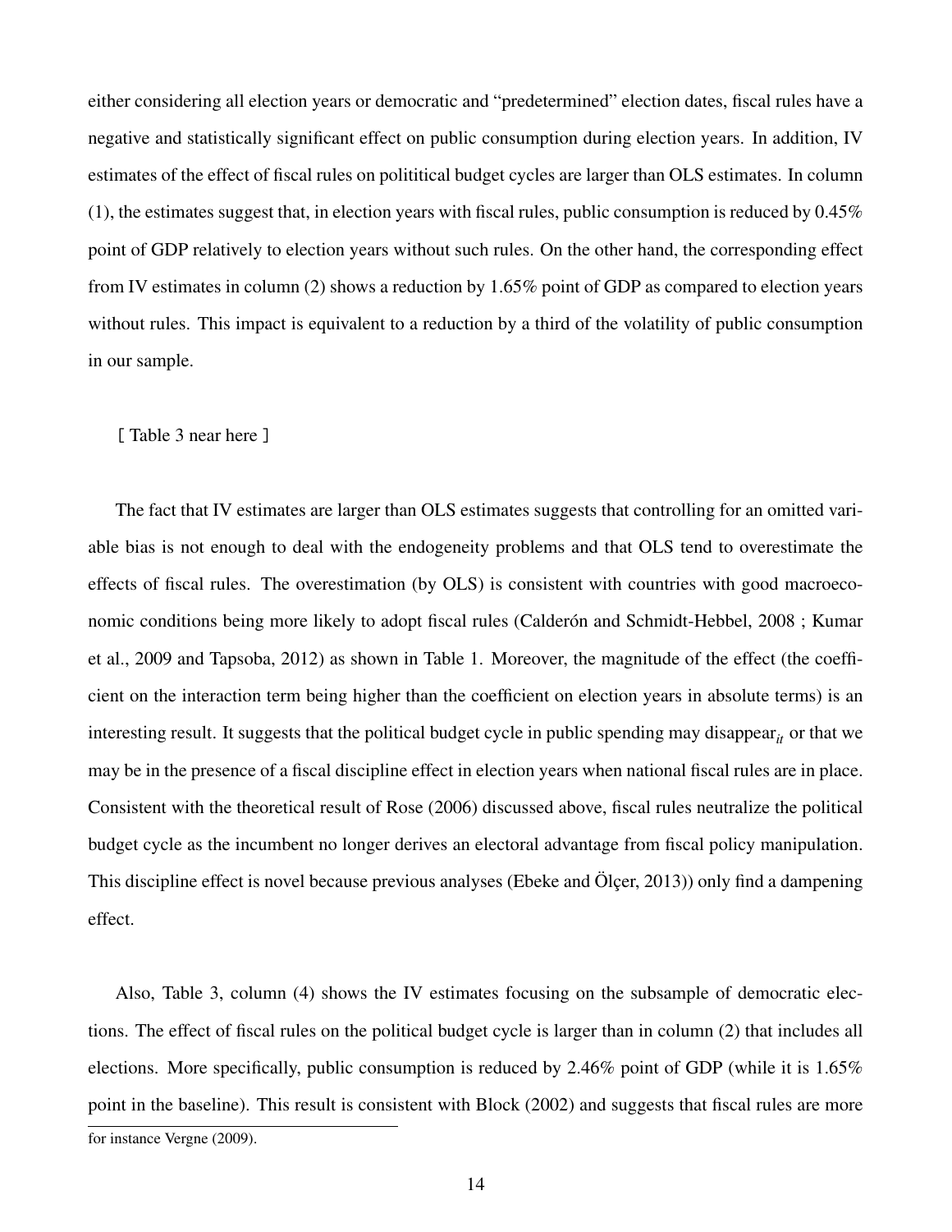either considering all election years or democratic and "predetermined" election dates, fiscal rules have a negative and statistically significant effect on public consumption during election years. In addition, IV estimates of the effect of fiscal rules on polititical budget cycles are larger than OLS estimates. In column (1), the estimates suggest that, in election years with fiscal rules, public consumption is reduced by 0.45% point of GDP relatively to election years without such rules. On the other hand, the corresponding effect from IV estimates in column (2) shows a reduction by 1.65% point of GDP as compared to election years without rules. This impact is equivalent to a reduction by a third of the volatility of public consumption in our sample.

[ Table 3 near here ]

The fact that IV estimates are larger than OLS estimates suggests that controlling for an omitted variable bias is not enough to deal with the endogeneity problems and that OLS tend to overestimate the effects of fiscal rules. The overestimation (by OLS) is consistent with countries with good macroeconomic conditions being more likely to adopt fiscal rules (Calderón and Schmidt-Hebbel, 2008 ; Kumar et al., 2009 and Tapsoba, 2012) as shown in Table 1. Moreover, the magnitude of the effect (the coefficient on the interaction term being higher than the coefficient on election years in absolute terms) is an interesting result. It suggests that the political budget cycle in public spending may disappear$_{it}$ or that we may be in the presence of a fiscal discipline effect in election years when national fiscal rules are in place. Consistent with the theoretical result of Rose (2006) discussed above, fiscal rules neutralize the political budget cycle as the incumbent no longer derives an electoral advantage from fiscal policy manipulation. This discipline effect is novel because previous analyses (Ebeke and Ölçer, 2013)) only find a dampening effect.

Also, Table 3, column (4) shows the IV estimates focusing on the subsample of democratic elections. The effect of fiscal rules on the political budget cycle is larger than in column (2) that includes all elections. More specifically, public consumption is reduced by 2.46% point of GDP (while it is 1.65% point in the baseline). This result is consistent with Block (2002) and suggests that fiscal rules are more

for instance Vergne (2009).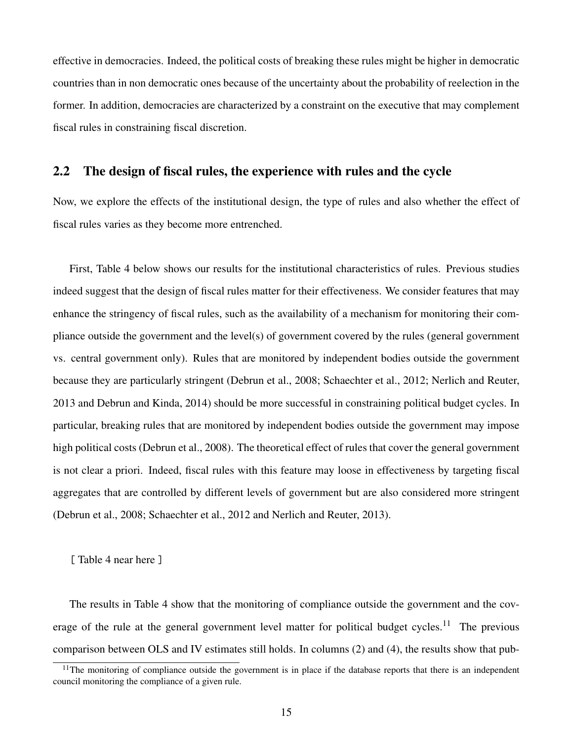effective in democracies. Indeed, the political costs of breaking these rules might be higher in democratic countries than in non democratic ones because of the uncertainty about the probability of reelection in the former. In addition, democracies are characterized by a constraint on the executive that may complement fiscal rules in constraining fiscal discretion.

## 2.2 The design of fiscal rules, the experience with rules and the cycle

Now, we explore the effects of the institutional design, the type of rules and also whether the effect of fiscal rules varies as they become more entrenched.

First, Table 4 below shows our results for the institutional characteristics of rules. Previous studies indeed suggest that the design of fiscal rules matter for their effectiveness. We consider features that may enhance the stringency of fiscal rules, such as the availability of a mechanism for monitoring their compliance outside the government and the level(s) of government covered by the rules (general government vs. central government only). Rules that are monitored by independent bodies outside the government because they are particularly stringent (Debrun et al., 2008; Schaechter et al., 2012; Nerlich and Reuter, 2013 and Debrun and Kinda, 2014) should be more successful in constraining political budget cycles. In particular, breaking rules that are monitored by independent bodies outside the government may impose high political costs (Debrun et al., 2008). The theoretical effect of rules that cover the general government is not clear a priori. Indeed, fiscal rules with this feature may loose in effectiveness by targeting fiscal aggregates that are controlled by different levels of government but are also considered more stringent (Debrun et al., 2008; Schaechter et al., 2012 and Nerlich and Reuter, 2013).

[ Table 4 near here ]

The results in Table 4 show that the monitoring of compliance outside the government and the coverage of the rule at the general government level matter for political budget cycles.[11] The previous comparison between OLS and IV estimates still holds. In columns (2) and (4), the results show that pub-

[11] The monitoring of compliance outside the government is in place if the database reports that there is an independent council monitoring the compliance of a given rule.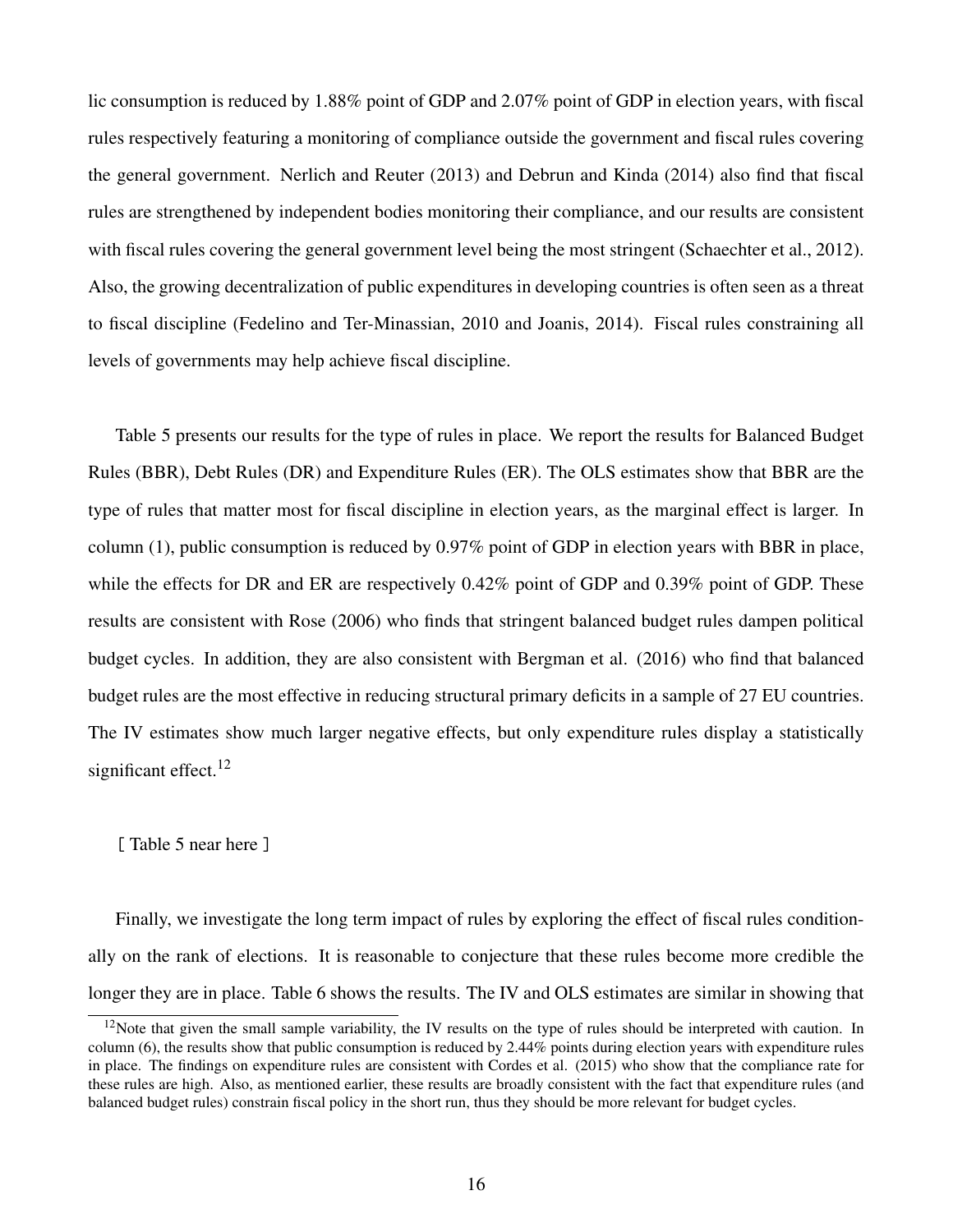lic consumption is reduced by 1.88% point of GDP and 2.07% point of GDP in election years, with fiscal rules respectively featuring a monitoring of compliance outside the government and fiscal rules covering the general government. Nerlich and Reuter (2013) and Debrun and Kinda (2014) also find that fiscal rules are strengthened by independent bodies monitoring their compliance, and our results are consistent with fiscal rules covering the general government level being the most stringent (Schaechter et al., 2012). Also, the growing decentralization of public expenditures in developing countries is often seen as a threat to fiscal discipline (Fedelino and Ter-Minassian, 2010 and Joanis, 2014). Fiscal rules constraining all levels of governments may help achieve fiscal discipline.

Table 5 presents our results for the type of rules in place. We report the results for Balanced Budget Rules (BBR), Debt Rules (DR) and Expenditure Rules (ER). The OLS estimates show that BBR are the type of rules that matter most for fiscal discipline in election years, as the marginal effect is larger. In column (1), public consumption is reduced by 0.97% point of GDP in election years with BBR in place, while the effects for DR and ER are respectively 0.42% point of GDP and 0.39% point of GDP. These results are consistent with Rose (2006) who finds that stringent balanced budget rules dampen political budget cycles. In addition, they are also consistent with Bergman et al. (2016) who find that balanced budget rules are the most effective in reducing structural primary deficits in a sample of 27 EU countries. The IV estimates show much larger negative effects, but only expenditure rules display a statistically significant effect.[12]

[ Table 5 near here ]

Finally, we investigate the long term impact of rules by exploring the effect of fiscal rules conditionally on the rank of elections. It is reasonable to conjecture that these rules become more credible the longer they are in place. Table 6 shows the results. The IV and OLS estimates are similar in showing that

[12]Note that given the small sample variability, the IV results on the type of rules should be interpreted with caution. In column (6), the results show that public consumption is reduced by 2.44% points during election years with expenditure rules in place. The findings on expenditure rules are consistent with Cordes et al. (2015) who show that the compliance rate for these rules are high. Also, as mentioned earlier, these results are broadly consistent with the fact that expenditure rules (and balanced budget rules) constrain fiscal policy in the short run, thus they should be more relevant for budget cycles.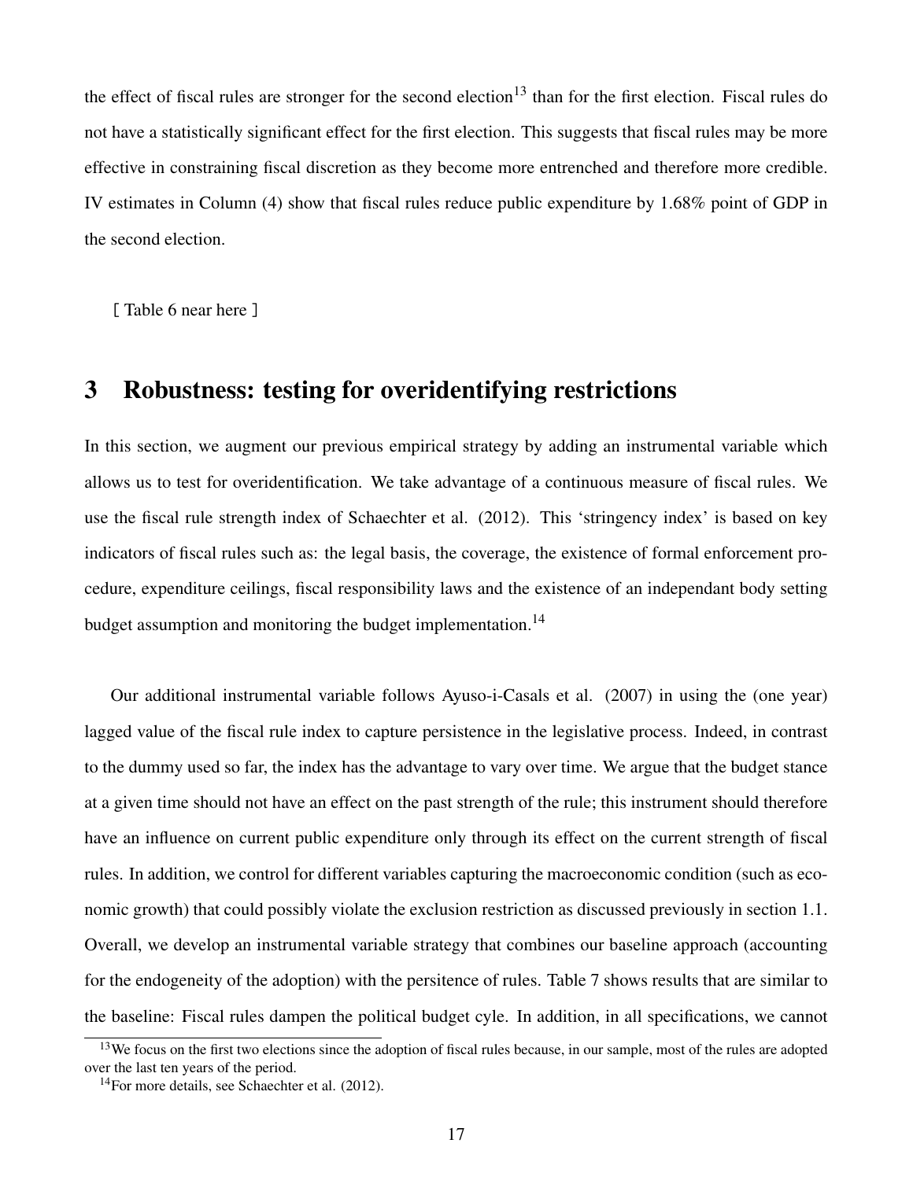the effect of fiscal rules are stronger for the second election[13] than for the first election. Fiscal rules do not have a statistically significant effect for the first election. This suggests that fiscal rules may be more effective in constraining fiscal discretion as they become more entrenched and therefore more credible. IV estimates in Column (4) show that fiscal rules reduce public expenditure by 1.68% point of GDP in the second election.

[ Table 6 near here ]

# 3 Robustness: testing for overidentifying restrictions

In this section, we augment our previous empirical strategy by adding an instrumental variable which allows us to test for overidentification. We take advantage of a continuous measure of fiscal rules. We use the fiscal rule strength index of Schaechter et al. (2012). This 'stringency index' is based on key indicators of fiscal rules such as: the legal basis, the coverage, the existence of formal enforcement procedure, expenditure ceilings, fiscal responsibility laws and the existence of an independant body setting budget assumption and monitoring the budget implementation.[14]

Our additional instrumental variable follows Ayuso-i-Casals et al. (2007) in using the (one year) lagged value of the fiscal rule index to capture persistence in the legislative process. Indeed, in contrast to the dummy used so far, the index has the advantage to vary over time. We argue that the budget stance at a given time should not have an effect on the past strength of the rule; this instrument should therefore have an influence on current public expenditure only through its effect on the current strength of fiscal rules. In addition, we control for different variables capturing the macroeconomic condition (such as economic growth) that could possibly violate the exclusion restriction as discussed previously in section 1.1. Overall, we develop an instrumental variable strategy that combines our baseline approach (accounting for the endogeneity of the adoption) with the persitence of rules. Table 7 shows results that are similar to the baseline: Fiscal rules dampen the political budget cyle. In addition, in all specifications, we cannot

[13] We focus on the first two elections since the adoption of fiscal rules because, in our sample, most of the rules are adopted over the last ten years of the period.

[14] For more details, see Schaechter et al. (2012).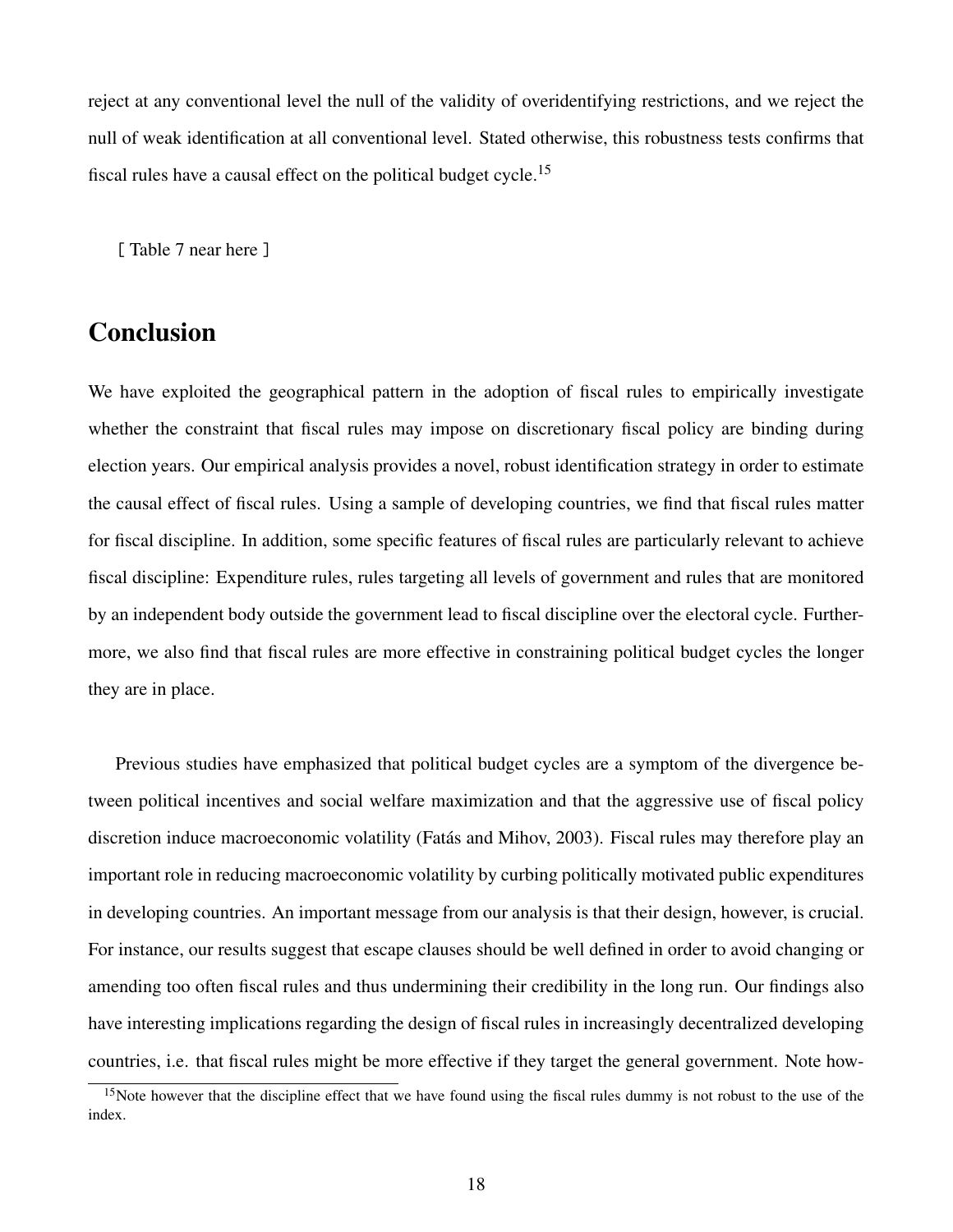reject at any conventional level the null of the validity of overidentifying restrictions, and we reject the null of weak identification at all conventional level. Stated otherwise, this robustness tests confirms that fiscal rules have a causal effect on the political budget cycle.[15]

[ Table 7 near here ]

# Conclusion

We have exploited the geographical pattern in the adoption of fiscal rules to empirically investigate whether the constraint that fiscal rules may impose on discretionary fiscal policy are binding during election years. Our empirical analysis provides a novel, robust identification strategy in order to estimate the causal effect of fiscal rules. Using a sample of developing countries, we find that fiscal rules matter for fiscal discipline. In addition, some specific features of fiscal rules are particularly relevant to achieve fiscal discipline: Expenditure rules, rules targeting all levels of government and rules that are monitored by an independent body outside the government lead to fiscal discipline over the electoral cycle. Furthermore, we also find that fiscal rules are more effective in constraining political budget cycles the longer they are in place.

Previous studies have emphasized that political budget cycles are a symptom of the divergence between political incentives and social welfare maximization and that the aggressive use of fiscal policy discretion induce macroeconomic volatility (Fatás and Mihov, 2003). Fiscal rules may therefore play an important role in reducing macroeconomic volatility by curbing politically motivated public expenditures in developing countries. An important message from our analysis is that their design, however, is crucial. For instance, our results suggest that escape clauses should be well defined in order to avoid changing or amending too often fiscal rules and thus undermining their credibility in the long run. Our findings also have interesting implications regarding the design of fiscal rules in increasingly decentralized developing countries, i.e. that fiscal rules might be more effective if they target the general government. Note how-

[15] Note however that the discipline effect that we have found using the fiscal rules dummy is not robust to the use of the index.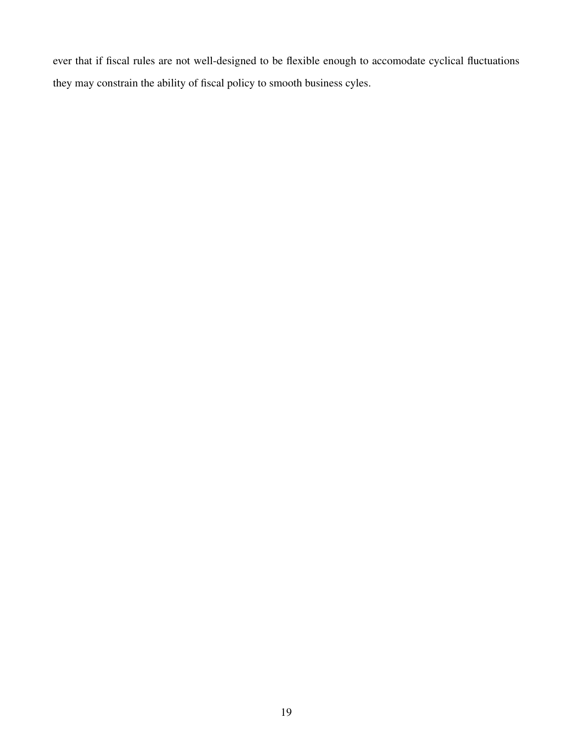ever that if fiscal rules are not well-designed to be flexible enough to accomodate cyclical fluctuations they may constrain the ability of fiscal policy to smooth business cyles.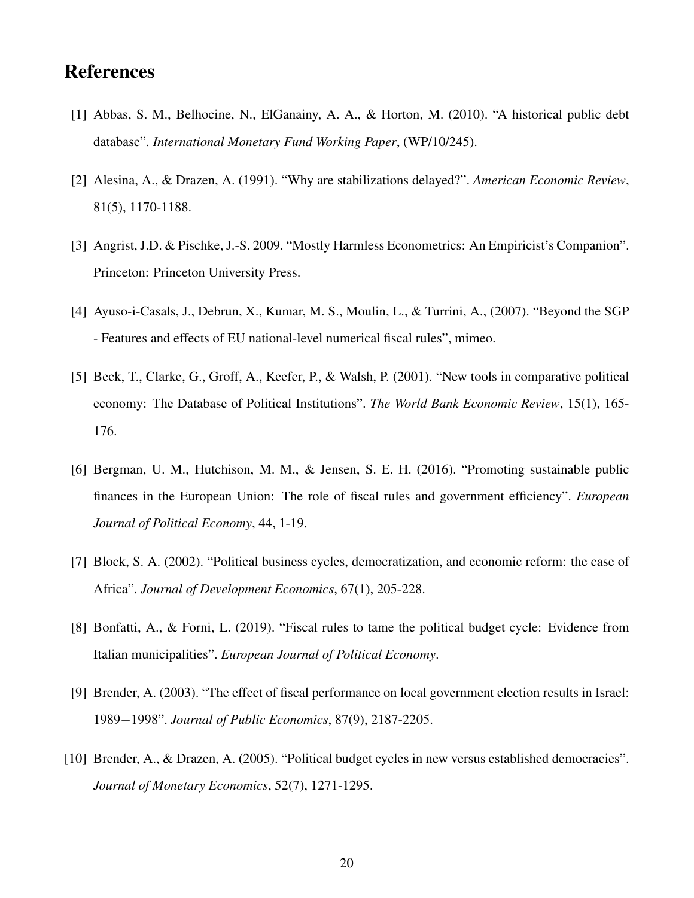# References

[1] Abbas, S. M., Belhocine, N., ElGanainy, A. A., & Horton, M. (2010). "A historical public debt database". *International Monetary Fund Working Paper*, (WP/10/245).

[2] Alesina, A., & Drazen, A. (1991). "Why are stabilizations delayed?". *American Economic Review*, 81(5), 1170-1188.

[3] Angrist, J.D. & Pischke, J.-S. 2009. "Mostly Harmless Econometrics: An Empiricist's Companion". Princeton: Princeton University Press.

[4] Ayuso-i-Casals, J., Debrun, X., Kumar, M. S., Moulin, L., & Turrini, A., (2007). "Beyond the SGP - Features and effects of EU national-level numerical fiscal rules", mimeo.

[5] Beck, T., Clarke, G., Groff, A., Keefer, P., & Walsh, P. (2001). "New tools in comparative political economy: The Database of Political Institutions". *The World Bank Economic Review*, 15(1), 165-176.

[6] Bergman, U. M., Hutchison, M. M., & Jensen, S. E. H. (2016). "Promoting sustainable public finances in the European Union: The role of fiscal rules and government efficiency". *European Journal of Political Economy*, 44, 1-19.

[7] Block, S. A. (2002). "Political business cycles, democratization, and economic reform: the case of Africa". *Journal of Development Economics*, 67(1), 205-228.

[8] Bonfatti, A., & Forni, L. (2019). "Fiscal rules to tame the political budget cycle: Evidence from Italian municipalities". *European Journal of Political Economy*.

[9] Brender, A. (2003). "The effect of fiscal performance on local government election results in Israel: 1989−1998". *Journal of Public Economics*, 87(9), 2187-2205.

[10] Brender, A., & Drazen, A. (2005). "Political budget cycles in new versus established democracies". *Journal of Monetary Economics*, 52(7), 1271-1295.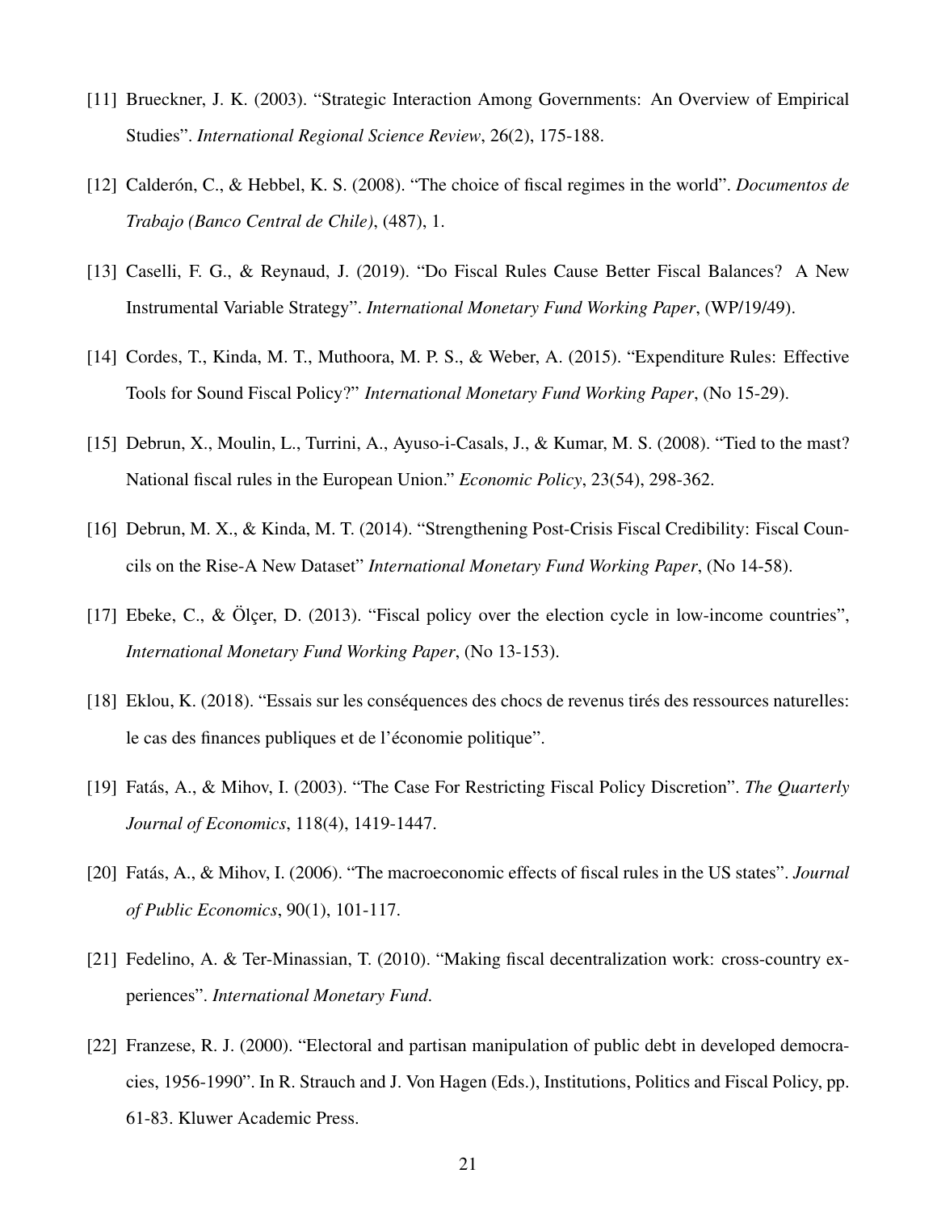[11] Brueckner, J. K. (2003). "Strategic Interaction Among Governments: An Overview of Empirical Studies". *International Regional Science Review*, 26(2), 175-188.

[12] Calderón, C., & Hebbel, K. S. (2008). "The choice of fiscal regimes in the world". *Documentos de Trabajo (Banco Central de Chile)*, (487), 1.

[13] Caselli, F. G., & Reynaud, J. (2019). "Do Fiscal Rules Cause Better Fiscal Balances? A New Instrumental Variable Strategy". *International Monetary Fund Working Paper*, (WP/19/49).

[14] Cordes, T., Kinda, M. T., Muthoora, M. P. S., & Weber, A. (2015). "Expenditure Rules: Effective Tools for Sound Fiscal Policy?" *International Monetary Fund Working Paper*, (No 15-29).

[15] Debrun, X., Moulin, L., Turrini, A., Ayuso-i-Casals, J., & Kumar, M. S. (2008). "Tied to the mast? National fiscal rules in the European Union." *Economic Policy*, 23(54), 298-362.

[16] Debrun, M. X., & Kinda, M. T. (2014). "Strengthening Post-Crisis Fiscal Credibility: Fiscal Councils on the Rise-A New Dataset" *International Monetary Fund Working Paper*, (No 14-58).

[17] Ebeke, C., & Ölçer, D. (2013). "Fiscal policy over the election cycle in low-income countries", *International Monetary Fund Working Paper*, (No 13-153).

[18] Eklou, K. (2018). "Essais sur les conséquences des chocs de revenus tirés des ressources naturelles: le cas des finances publiques et de l'économie politique".

[19] Fatás, A., & Mihov, I. (2003). "The Case For Restricting Fiscal Policy Discretion". *The Quarterly Journal of Economics*, 118(4), 1419-1447.

[20] Fatás, A., & Mihov, I. (2006). "The macroeconomic effects of fiscal rules in the US states". *Journal of Public Economics*, 90(1), 101-117.

[21] Fedelino, A. & Ter-Minassian, T. (2010). "Making fiscal decentralization work: cross-country experiences". *International Monetary Fund*.

[22] Franzese, R. J. (2000). "Electoral and partisan manipulation of public debt in developed democracies, 1956-1990". In R. Strauch and J. Von Hagen (Eds.), Institutions, Politics and Fiscal Policy, pp. 61-83. Kluwer Academic Press.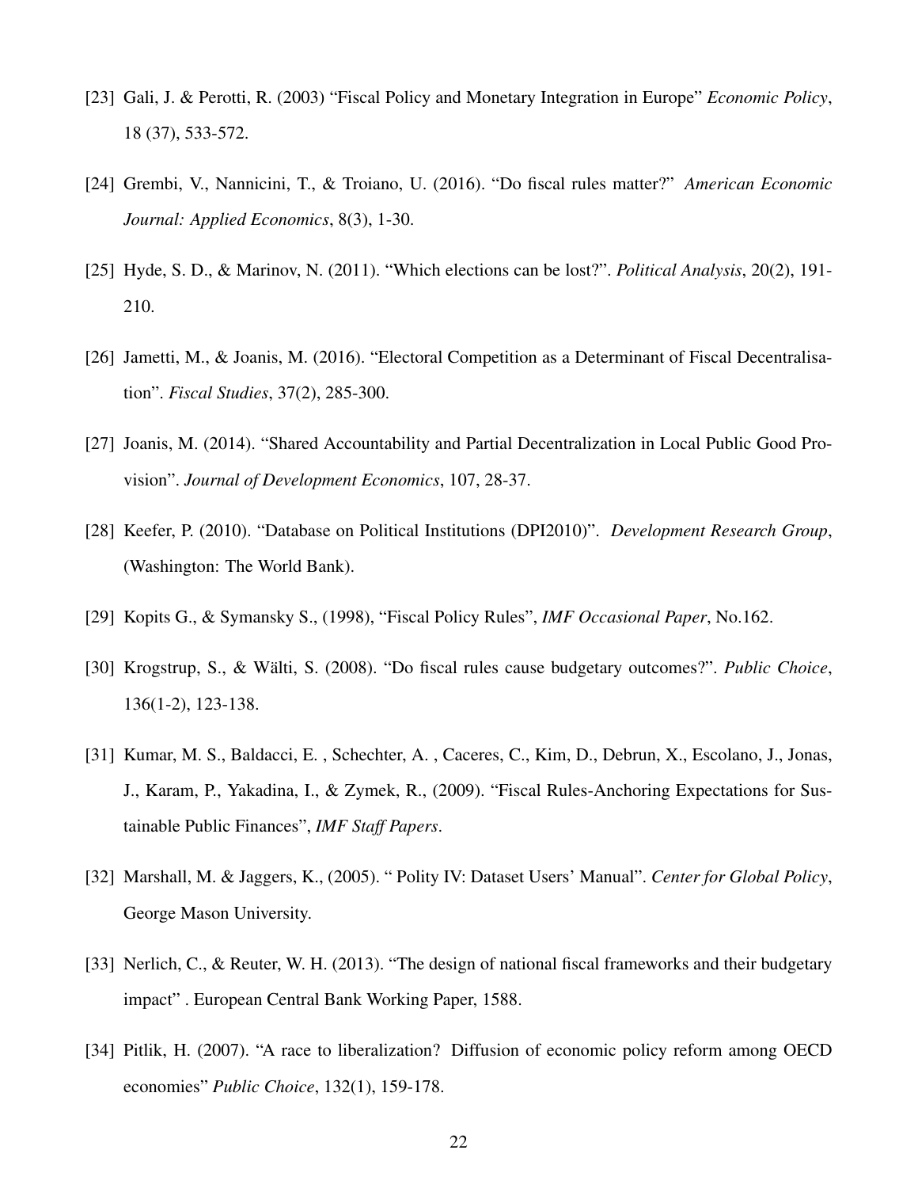[23] Gali, J. & Perotti, R. (2003) "Fiscal Policy and Monetary Integration in Europe" *Economic Policy*, 18 (37), 533-572.

[24] Grembi, V., Nannicini, T., & Troiano, U. (2016). "Do fiscal rules matter?" *American Economic Journal: Applied Economics*, 8(3), 1-30.

[25] Hyde, S. D., & Marinov, N. (2011). "Which elections can be lost?". *Political Analysis*, 20(2), 191-210.

[26] Jametti, M., & Joanis, M. (2016). "Electoral Competition as a Determinant of Fiscal Decentralisation". *Fiscal Studies*, 37(2), 285-300.

[27] Joanis, M. (2014). "Shared Accountability and Partial Decentralization in Local Public Good Provision". *Journal of Development Economics*, 107, 28-37.

[28] Keefer, P. (2010). "Database on Political Institutions (DPI2010)". *Development Research Group*, (Washington: The World Bank).

[29] Kopits G., & Symansky S., (1998), "Fiscal Policy Rules", *IMF Occasional Paper*, No.162.

[30] Krogstrup, S., & Wälti, S. (2008). "Do fiscal rules cause budgetary outcomes?". *Public Choice*, 136(1-2), 123-138.

[31] Kumar, M. S., Baldacci, E. , Schechter, A. , Caceres, C., Kim, D., Debrun, X., Escolano, J., Jonas, J., Karam, P., Yakadina, I., & Zymek, R., (2009). "Fiscal Rules-Anchoring Expectations for Sustainable Public Finances", *IMF Staff Papers*.

[32] Marshall, M. & Jaggers, K., (2005). " Polity IV: Dataset Users' Manual". *Center for Global Policy*, George Mason University.

[33] Nerlich, C., & Reuter, W. H. (2013). "The design of national fiscal frameworks and their budgetary impact" . European Central Bank Working Paper, 1588.

[34] Pitlik, H. (2007). "A race to liberalization? Diffusion of economic policy reform among OECD economies" *Public Choice*, 132(1), 159-178.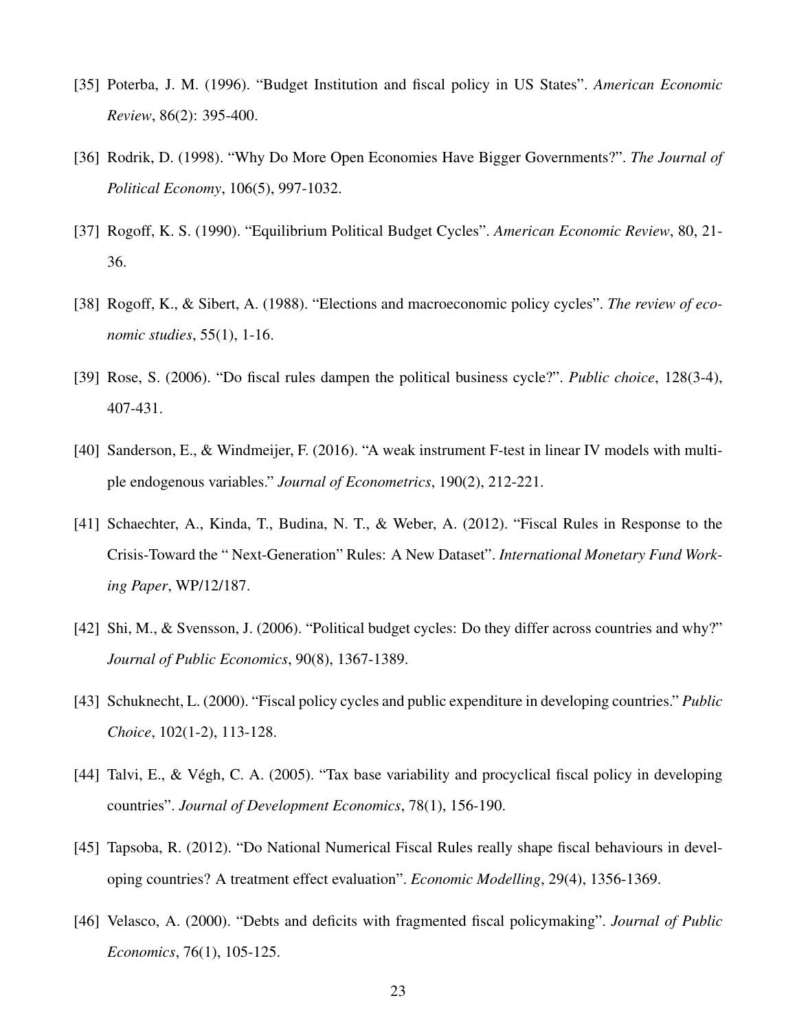[35] Poterba, J. M. (1996). "Budget Institution and fiscal policy in US States". *American Economic Review*, 86(2): 395-400.

[36] Rodrik, D. (1998). "Why Do More Open Economies Have Bigger Governments?". *The Journal of Political Economy*, 106(5), 997-1032.

[37] Rogoff, K. S. (1990). "Equilibrium Political Budget Cycles". *American Economic Review*, 80, 21-36.

[38] Rogoff, K., & Sibert, A. (1988). "Elections and macroeconomic policy cycles". *The review of economic studies*, 55(1), 1-16.

[39] Rose, S. (2006). "Do fiscal rules dampen the political business cycle?". *Public choice*, 128(3-4), 407-431.

[40] Sanderson, E., & Windmeijer, F. (2016). "A weak instrument F-test in linear IV models with multiple endogenous variables." *Journal of Econometrics*, 190(2), 212-221.

[41] Schaechter, A., Kinda, T., Budina, N. T., & Weber, A. (2012). "Fiscal Rules in Response to the Crisis-Toward the " Next-Generation" Rules: A New Dataset". *International Monetary Fund Working Paper*, WP/12/187.

[42] Shi, M., & Svensson, J. (2006). "Political budget cycles: Do they differ across countries and why?" *Journal of Public Economics*, 90(8), 1367-1389.

[43] Schuknecht, L. (2000). "Fiscal policy cycles and public expenditure in developing countries." *Public Choice*, 102(1-2), 113-128.

[44] Talvi, E., & Végh, C. A. (2005). "Tax base variability and procyclical fiscal policy in developing countries". *Journal of Development Economics*, 78(1), 156-190.

[45] Tapsoba, R. (2012). "Do National Numerical Fiscal Rules really shape fiscal behaviours in developing countries? A treatment effect evaluation". *Economic Modelling*, 29(4), 1356-1369.

[46] Velasco, A. (2000). "Debts and deficits with fragmented fiscal policymaking". *Journal of Public Economics*, 76(1), 105-125.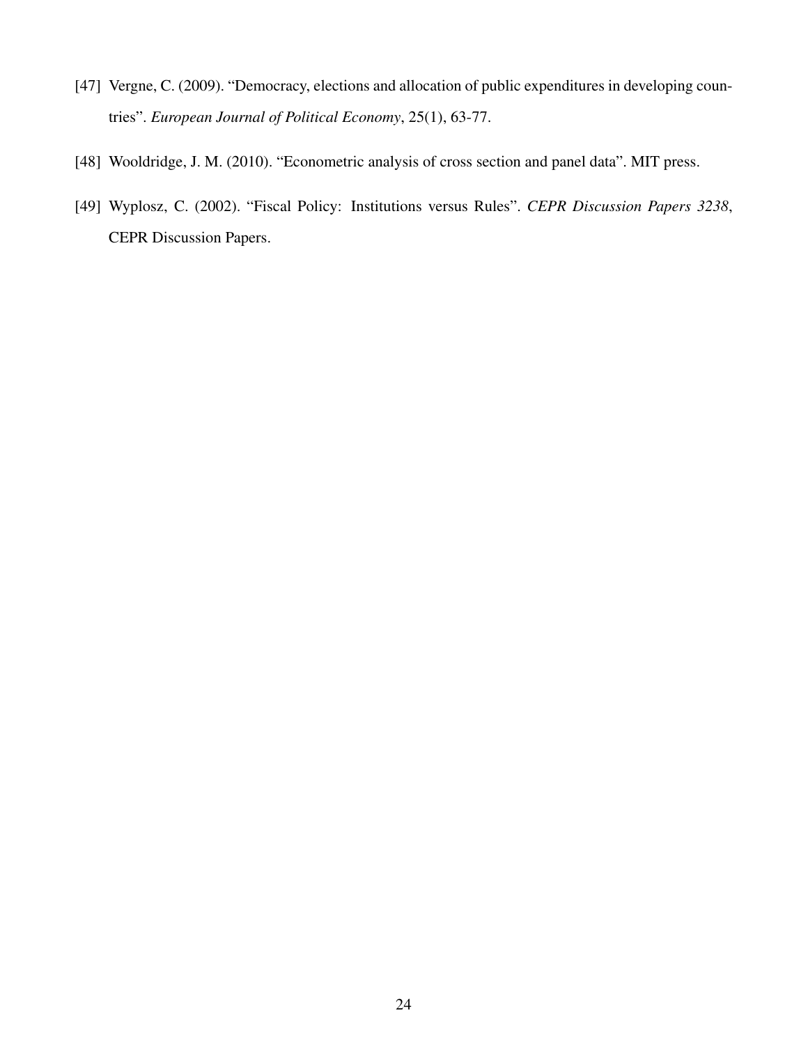[47] Vergne, C. (2009). "Democracy, elections and allocation of public expenditures in developing countries". *European Journal of Political Economy*, 25(1), 63-77.

[48] Wooldridge, J. M. (2010). "Econometric analysis of cross section and panel data". MIT press.

[49] Wyplosz, C. (2002). "Fiscal Policy: Institutions versus Rules". *CEPR Discussion Papers 3238*, CEPR Discussion Papers.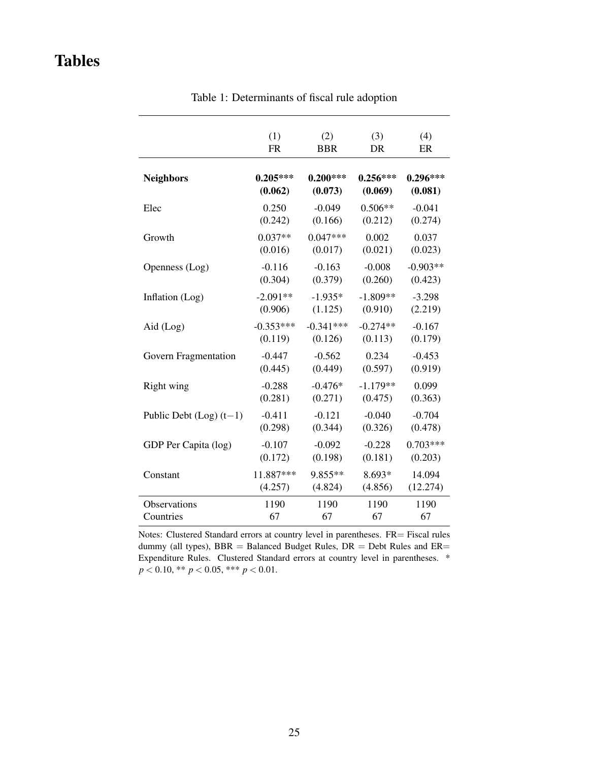# Tables

Table 1: Determinants of fiscal rule adoption

| | (1)<br>FR | (2)<br>BBR | (3)<br>DR | (4)<br>ER |
|---|---|---|---|---|
| **Neighbors** | **0.205\*\*\***<br>**(0.062)** | **0.200\*\*\***<br>**(0.073)** | **0.256\*\*\***<br>**(0.069)** | **0.296\*\*\***<br>**(0.081)** |
| Elec | 0.250<br>(0.242) | -0.049<br>(0.166) | 0.506**<br>(0.212) | -0.041<br>(0.274) |
| Growth | 0.037**<br>(0.016) | 0.047***<br>(0.017) | 0.002<br>(0.021) | 0.037<br>(0.023) |
| Openness (Log) | -0.116<br>(0.304) | -0.163<br>(0.379) | -0.008<br>(0.260) | -0.903**<br>(0.423) |
| Inflation (Log) | -2.091**<br>(0.906) | -1.935*<br>(1.125) | -1.809**<br>(0.910) | -3.298<br>(2.219) |
| Aid (Log) | -0.353***<br>(0.119) | -0.341***<br>(0.126) | -0.274**<br>(0.113) | -0.167<br>(0.179) |
| Govern Fragmentation | -0.447<br>(0.445) | -0.562<br>(0.449) | 0.234<br>(0.597) | -0.453<br>(0.919) |
| Right wing | -0.288<br>(0.281) | -0.476*<br>(0.271) | -1.179**<br>(0.475) | 0.099<br>(0.363) |
| Public Debt (Log) $(t-1)$ | -0.411<br>(0.298) | -0.121<br>(0.344) | -0.040<br>(0.326) | -0.704<br>(0.478) |
| GDP Per Capita (log) | -0.107<br>(0.172) | -0.092<br>(0.198) | -0.228<br>(0.181) | 0.703***<br>(0.203) |
| Constant | 11.887***<br>(4.257) | 9.855**<br>(4.824) | 8.693*<br>(4.856) | 14.094<br>(12.274) |
| Observations | 1190 | 1190 | 1190 | 1190 |
| Countries | 67 | 67 | 67 | 67 |

Notes: Clustered Standard errors at country level in parentheses. FR= Fiscal rules dummy (all types), BBR = Balanced Budget Rules, DR = Debt Rules and ER= Expenditure Rules. Clustered Standard errors at country level in parentheses. * $p < 0.10$, ** $p < 0.05$, *** $p < 0.01$.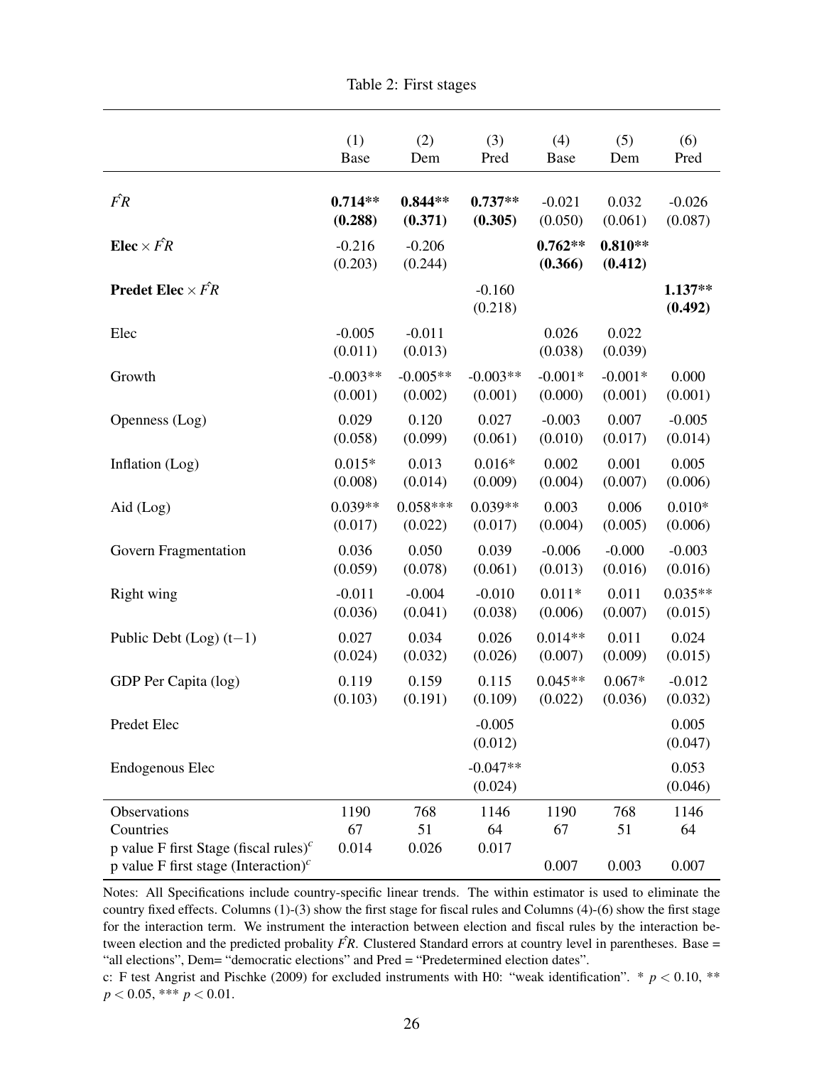Table 2: First stages

| | (1) Base | (2) Dem | (3) Pred | (4) Base | (5) Dem | (6) Pred |
|---|---|---|---|---|---|---|
| $\hat{FR}$ | **0.714\*\*** | **0.844\*\*** | **0.737\*\*** | -0.021 | 0.032 | -0.026 |
| | **(0.288)** | **(0.371)** | **(0.305)** | (0.050) | (0.061) | (0.087) |
| **Elec** $\times \hat{FR}$ | -0.216 | -0.206 | | **0.762\*\*** | **0.810\*\*** | |
| | (0.203) | (0.244) | | **(0.366)** | **(0.412)** | |
| **Predet Elec** $\times \hat{FR}$ | | | -0.160 | | | **1.137\*\*** |
| | | | (0.218) | | | **(0.492)** |
| Elec | -0.005 | -0.011 | | 0.026 | 0.022 | |
| | (0.011) | (0.013) | | (0.038) | (0.039) | |
| Growth | -0.003** | -0.005** | -0.003** | -0.001* | -0.001* | 0.000 |
| | (0.001) | (0.002) | (0.001) | (0.000) | (0.001) | (0.001) |
| Openness (Log) | 0.029 | 0.120 | 0.027 | -0.003 | 0.007 | -0.005 |
| | (0.058) | (0.099) | (0.061) | (0.010) | (0.017) | (0.014) |
| Inflation (Log) | 0.015* | 0.013 | 0.016* | 0.002 | 0.001 | 0.005 |
| | (0.008) | (0.014) | (0.009) | (0.004) | (0.007) | (0.006) |
| Aid (Log) | 0.039** | 0.058*** | 0.039** | 0.003 | 0.006 | 0.010* |
| | (0.017) | (0.022) | (0.017) | (0.004) | (0.005) | (0.006) |
| Govern Fragmentation | 0.036 | 0.050 | 0.039 | -0.006 | -0.000 | -0.003 |
| | (0.059) | (0.078) | (0.061) | (0.013) | (0.016) | (0.016) |
| Right wing | -0.011 | -0.004 | -0.010 | 0.011* | 0.011 | 0.035** |
| | (0.036) | (0.041) | (0.038) | (0.006) | (0.007) | (0.015) |
| Public Debt (Log) $(t-1)$ | 0.027 | 0.034 | 0.026 | 0.014** | 0.011 | 0.024 |
| | (0.024) | (0.032) | (0.026) | (0.007) | (0.009) | (0.015) |
| GDP Per Capita (log) | 0.119 | 0.159 | 0.115 | 0.045** | 0.067* | -0.012 |
| | (0.103) | (0.191) | (0.109) | (0.022) | (0.036) | (0.032) |
| Predet Elec | | | -0.005 | | | 0.005 |
| | | | (0.012) | | | (0.047) |
| Endogenous Elec | | | -0.047** | | | 0.053 |
| | | | (0.024) | | | (0.046) |
| Observations | 1190 | 768 | 1146 | 1190 | 768 | 1146 |
| Countries | 67 | 51 | 64 | 67 | 51 | 64 |
| p value F first Stage (fiscal rules)[c] | 0.014 | 0.026 | 0.017 | | | |
| p value F first stage (Interaction)[c] | | | | 0.007 | 0.003 | 0.007 |

Notes: All Specifications include country-specific linear trends. The within estimator is used to eliminate the country fixed effects. Columns (1)-(3) show the first stage for fiscal rules and Columns (4)-(6) show the first stage for the interaction term. We instrument the interaction between election and fiscal rules by the interaction between election and the predicted probality $\hat{FR}$. Clustered Standard errors at country level in parentheses. Base = "all elections", Dem= "democratic elections" and Pred = "Predetermined election dates".

c: F test Angrist and Pischke (2009) for excluded instruments with H0: "weak identification". * $p < 0.10$, ** $p < 0.05$, *** $p < 0.01$.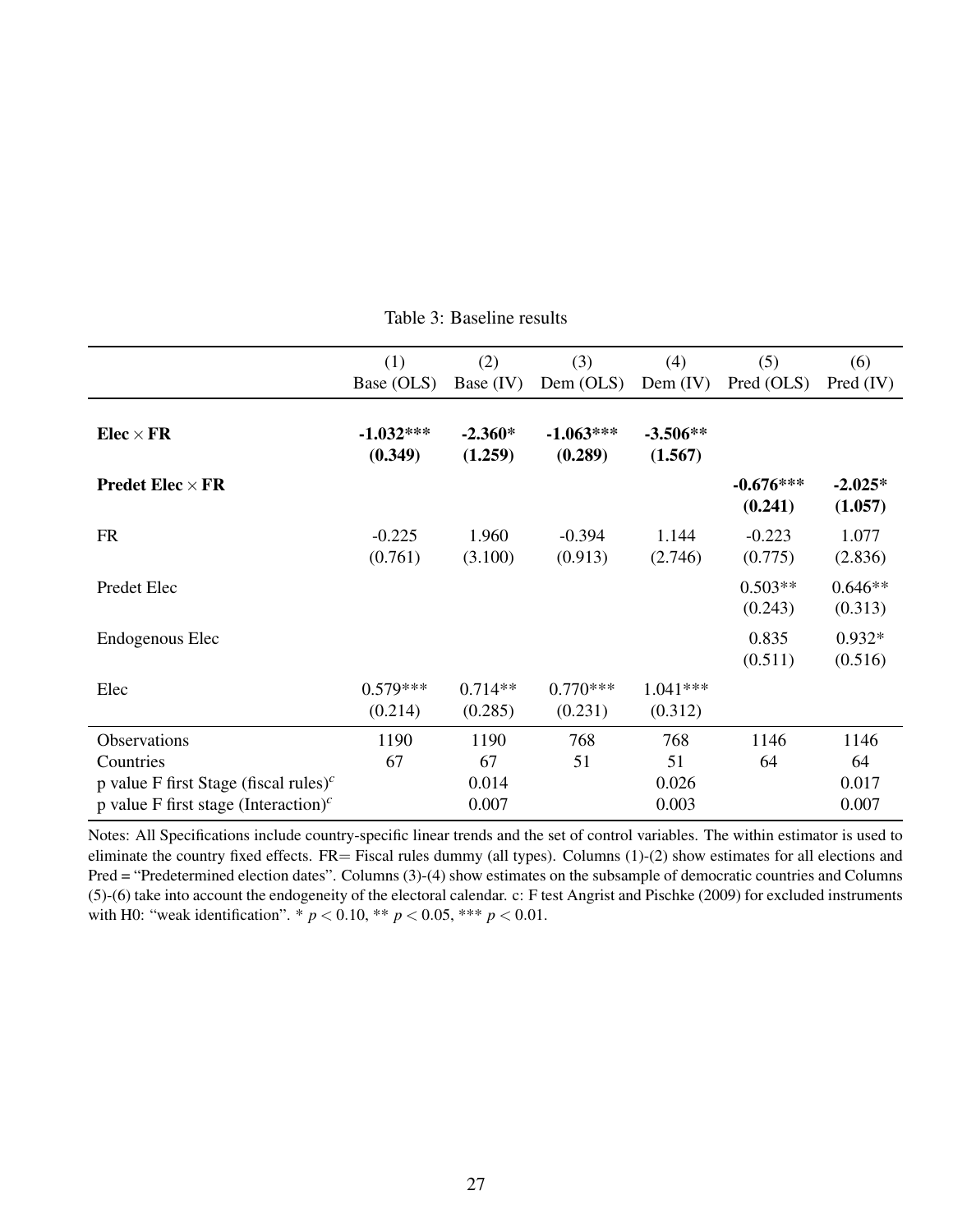Table 3: Baseline results

| | (1) Base (OLS) | (2) Base (IV) | (3) Dem (OLS) | (4) Dem (IV) | (5) Pred (OLS) | (6) Pred (IV) |
|---|---|---|---|---|---|---|
| **Elec × FR** | **-1.032*****<br>**(0.349)** | **-2.360***<br>**(1.259)** | **-1.063*****<br>**(0.289)** | **-3.506****<br>**(1.567)** | | |
| **Predet Elec × FR** | | | | | **-0.676*****<br>**(0.241)** | **-2.025***<br>**(1.057)** |
| FR | -0.225<br>(0.761) | 1.960<br>(3.100) | -0.394<br>(0.913) | 1.144<br>(2.746) | -0.223<br>(0.775) | 1.077<br>(2.836) |
| Predet Elec | | | | | 0.503**<br>(0.243) | 0.646**<br>(0.313) |
| Endogenous Elec | | | | | 0.835<br>(0.511) | 0.932*<br>(0.516) |
| Elec | 0.579***<br>(0.214) | 0.714**<br>(0.285) | 0.770***<br>(0.231) | 1.041***<br>(0.312) | | |
| Observations | 1190 | 1190 | 768 | 768 | 1146 | 1146 |
| Countries | 67 | 67 | 51 | 51 | 64 | 64 |
| p value F first Stage (fiscal rules)[c] | | 0.014 | | 0.026 | | 0.017 |
| p value F first stage (Interaction)[c] | | 0.007 | | 0.003 | | 0.007 |

Notes: All Specifications include country-specific linear trends and the set of control variables. The within estimator is used to eliminate the country fixed effects. FR= Fiscal rules dummy (all types). Columns (1)-(2) show estimates for all elections and Pred = "Predetermined election dates". Columns (3)-(4) show estimates on the subsample of democratic countries and Columns (5)-(6) take into account the endogeneity of the electoral calendar. c: F test Angrist and Pischke (2009) for excluded instruments with H0: "weak identification". * $p < 0.10$, ** $p < 0.05$, *** $p < 0.01$.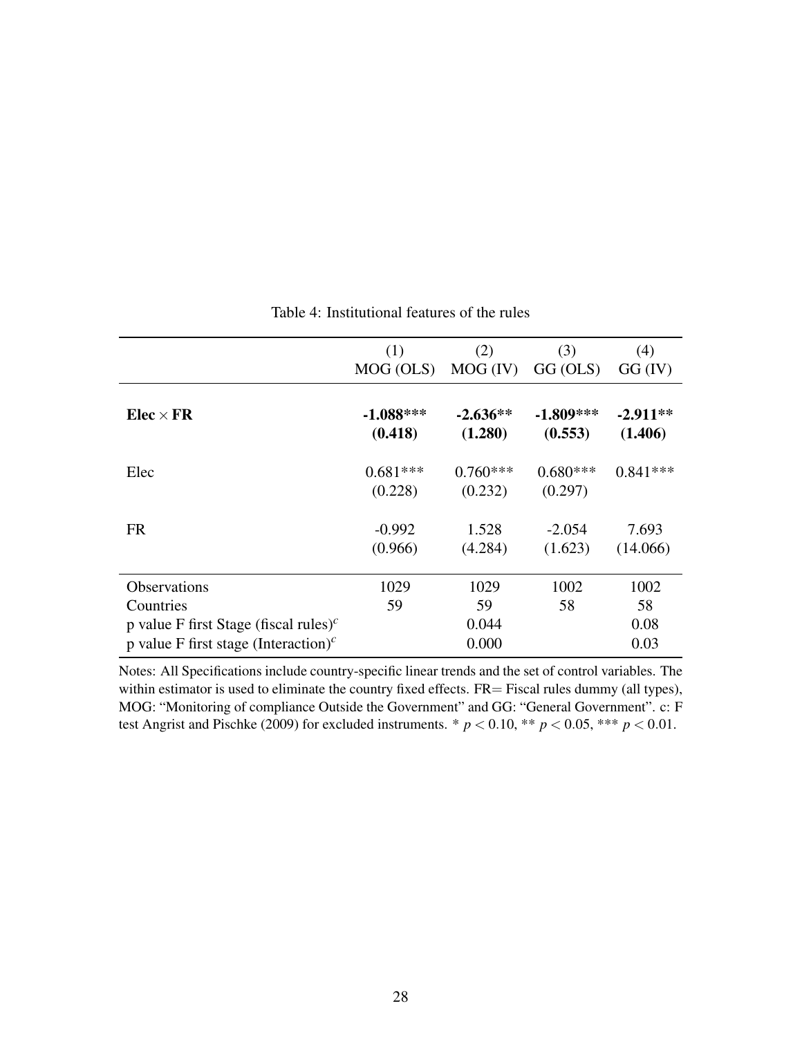Table 4: Institutional features of the rules

| | (1) MOG (OLS) | (2) MOG (IV) | (3) GG (OLS) | (4) GG (IV) |
|---|---|---|---|---|
| **Elec × FR** | **-1.088*****<br>**(0.418)** | **-2.636****<br>**(1.280)** | **-1.809*****<br>**(0.553)** | **-2.911****<br>**(1.406)** |
| Elec | 0.681***<br>(0.228) | 0.760***<br>(0.232) | 0.680***<br>(0.297) | 0.841*** |
| FR | -0.992<br>(0.966) | 1.528<br>(4.284) | -2.054<br>(1.623) | 7.693<br>(14.066) |
| Observations | 1029 | 1029 | 1002 | 1002 |
| Countries | 59 | 59 | 58 | 58 |
| p value F first Stage (fiscal rules)[c] | | 0.044 | | 0.08 |
| p value F first stage (Interaction)[c] | | 0.000 | | 0.03 |

Notes: All Specifications include country-specific linear trends and the set of control variables. The within estimator is used to eliminate the country fixed effects. FR= Fiscal rules dummy (all types), MOG: "Monitoring of compliance Outside the Government" and GG: "General Government". c: F test Angrist and Pischke (2009) for excluded instruments. * $p < 0.10$, ** $p < 0.05$, *** $p < 0.01$.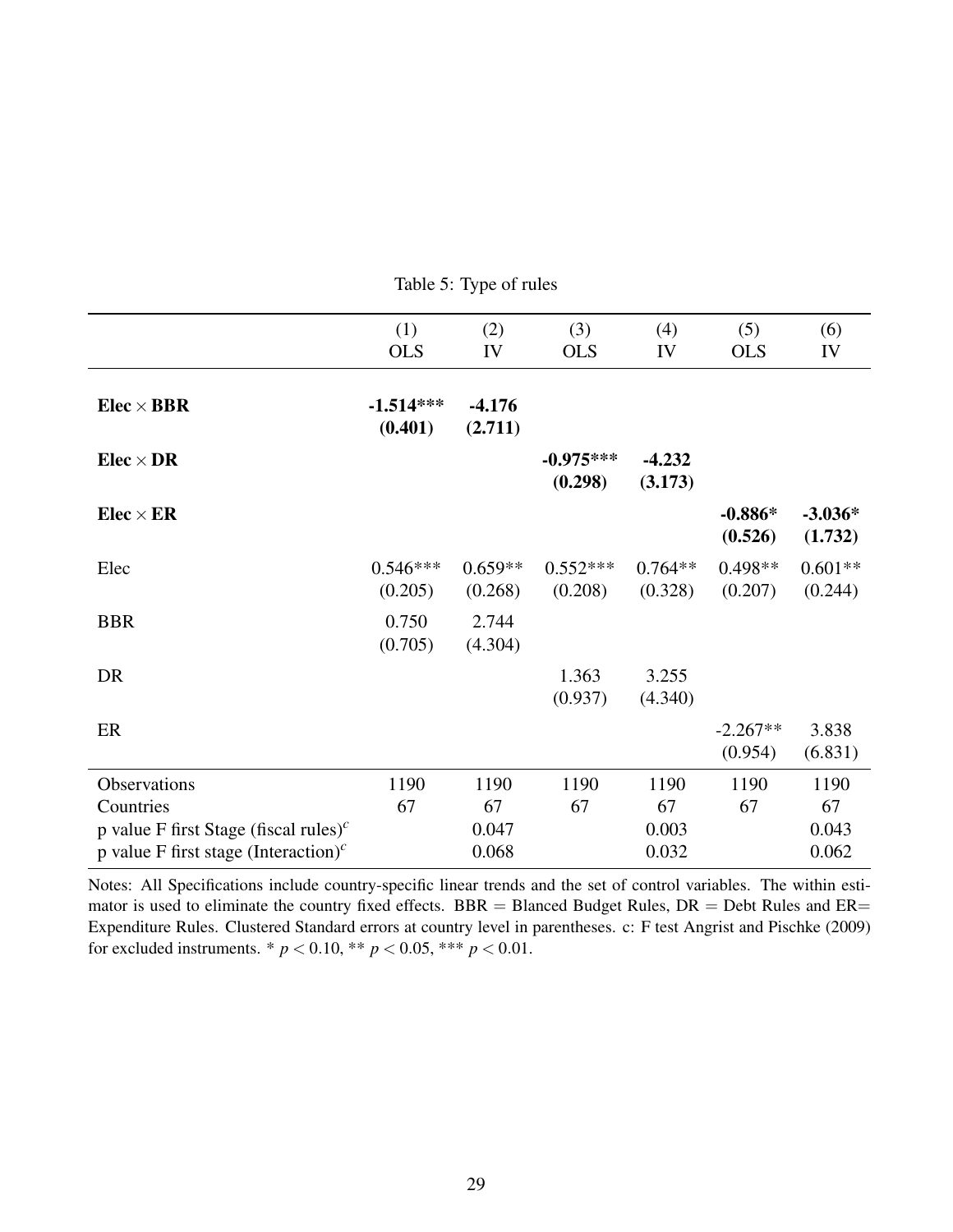Table 5: Type of rules

| | (1) OLS | (2) IV | (3) OLS | (4) IV | (5) OLS | (6) IV |
|---|---|---|---|---|---|---|
| **Elec × BBR** | **-1.514*** ** | **-4.176** | | | | |
| | **(0.401)** | **(2.711)** | | | | |
| **Elec × DR** | | | **-0.975*** ** | **-4.232** | | |
| | | | **(0.298)** | **(3.173)** | | |
| **Elec × ER** | | | | | **-0.886** ** | **-3.036** ** |
| | | | | | **(0.526)** | **(1.732)** |
| Elec | 0.546*** | 0.659** | 0.552*** | 0.764** | 0.498** | 0.601** |
| | (0.205) | (0.268) | (0.208) | (0.328) | (0.207) | (0.244) |
| BBR | 0.750 | 2.744 | | | | |
| | (0.705) | (4.304) | | | | |
| DR | | | 1.363 | 3.255 | | |
| | | | (0.937) | (4.340) | | |
| ER | | | | | -2.267** | 3.838 |
| | | | | | (0.954) | (6.831) |
| Observations | 1190 | 1190 | 1190 | 1190 | 1190 | 1190 |
| Countries | 67 | 67 | 67 | 67 | 67 | 67 |
| p value F first Stage (fiscal rules)[c] | | 0.047 | | 0.003 | | 0.043 |
| p value F first stage (Interaction)[c] | | 0.068 | | 0.032 | | 0.062 |

Notes: All Specifications include country-specific linear trends and the set of control variables. The within estimator is used to eliminate the country fixed effects. BBR = Blanced Budget Rules, DR = Debt Rules and ER= Expenditure Rules. Clustered Standard errors at country level in parentheses. c: F test Angrist and Pischke (2009) for excluded instruments. * $p < 0.10$, ** $p < 0.05$, *** $p < 0.01$.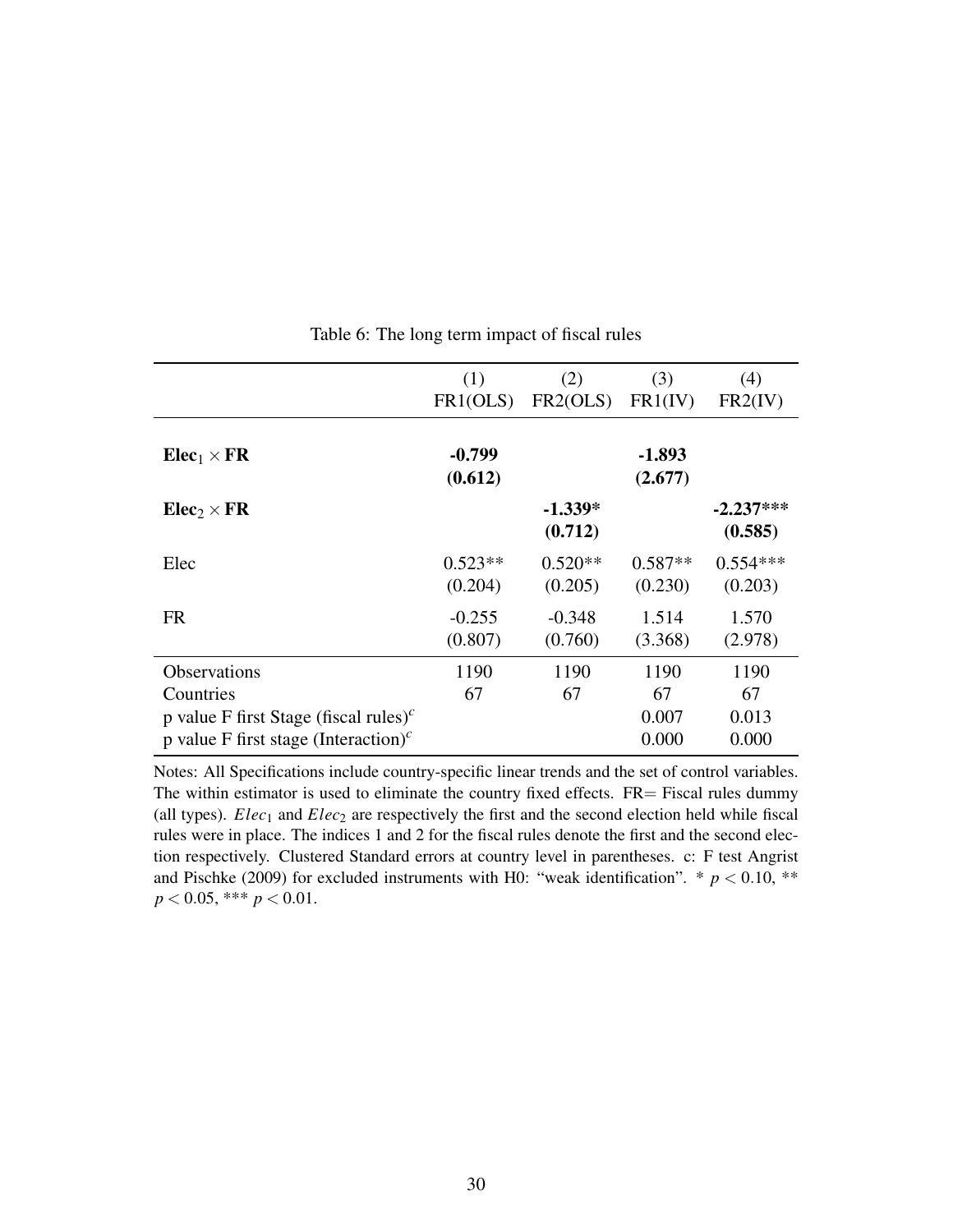Table 6: The long term impact of fiscal rules

| | (1) FR1(OLS) | (2) FR2(OLS) | (3) FR1(IV) | (4) FR2(IV) |
|---|---|---|---|---|
| **$\mathbf{Elec}_1 \times \mathbf{FR}$** | **-0.799** | | **-1.893** | |
| | **(0.612)** | | **(2.677)** | |
| **$\mathbf{Elec}_2 \times \mathbf{FR}$** | | **-1.339*** | | **-2.237***** |
| | | **(0.712)** | | **(0.585)** |
| Elec | 0.523** | 0.520** | 0.587** | 0.554*** |
| | (0.204) | (0.205) | (0.230) | (0.203) |
| FR | -0.255 | -0.348 | 1.514 | 1.570 |
| | (0.807) | (0.760) | (3.368) | (2.978) |
| Observations | 1190 | 1190 | 1190 | 1190 |
| Countries | 67 | 67 | 67 | 67 |
| p value F first Stage (fiscal rules)$^c$ | | | 0.007 | 0.013 |
| p value F first stage (Interaction)$^c$ | | | 0.000 | 0.000 |

Notes: All Specifications include country-specific linear trends and the set of control variables. The within estimator is used to eliminate the country fixed effects. FR= Fiscal rules dummy (all types). $Elec_1$ and $Elec_2$ are respectively the first and the second election held while fiscal rules were in place. The indices 1 and 2 for the fiscal rules denote the first and the second election respectively. Clustered Standard errors at country level in parentheses. c: F test Angrist and Pischke (2009) for excluded instruments with H0: "weak identification". * $p < 0.10$, ** $p < 0.05$, *** $p < 0.01$.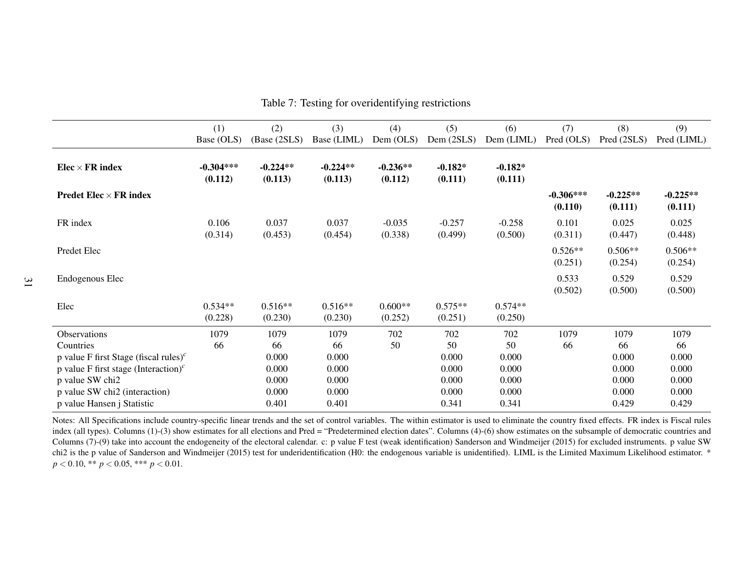Table 7: Testing for overidentifying restrictions

| | (1) Base (OLS) | (2) (Base (2SLS) | (3) Base (LIML) | (4) Dem (OLS) | (5) Dem (2SLS) | (6) Dem (LIML) | (7) Pred (OLS) | (8) Pred (2SLS) | (9) Pred (LIML) |
|---|---|---|---|---|---|---|---|---|---|
| **Elec × FR index** | **-0.304***** | **-0.224**** | **-0.224**** | **-0.236**** | **-0.182*** | **-0.182*** | | | |
| | **(0.112)** | **(0.113)** | **(0.113)** | **(0.112)** | **(0.111)** | **(0.111)** | | | |
| **Predet Elec × FR index** | | | | | | | **-0.306***** | **-0.225**** | **-0.225**** |
| | | | | | | | **(0.110)** | **(0.111)** | **(0.111)** |
| FR index | 0.106 | 0.037 | 0.037 | -0.035 | -0.257 | -0.258 | 0.101 | 0.025 | 0.025 |
| | (0.314) | (0.453) | (0.454) | (0.338) | (0.499) | (0.500) | (0.311) | (0.447) | (0.448) |
| Predet Elec | | | | | | | 0.526** | 0.506** | 0.506** |
| | | | | | | | (0.251) | (0.254) | (0.254) |
| Endogenous Elec | | | | | | | 0.533 | 0.529 | 0.529 |
| | | | | | | | (0.502) | (0.500) | (0.500) |
| Elec | 0.534** | 0.516** | 0.516** | 0.600** | 0.575** | 0.574** | | | |
| | (0.228) | (0.230) | (0.230) | (0.252) | (0.251) | (0.250) | | | |
| Observations | 1079 | 1079 | 1079 | 702 | 702 | 702 | 1079 | 1079 | 1079 |
| Countries | 66 | 66 | 66 | 50 | 50 | 50 | 66 | 66 | 66 |
| p value F first Stage (fiscal rules)[c] | | 0.000 | 0.000 | | 0.000 | 0.000 | | 0.000 | 0.000 |
| p value F first stage (Interaction)[c] | | 0.000 | 0.000 | | 0.000 | 0.000 | | 0.000 | 0.000 |
| p value SW chi2 | | 0.000 | 0.000 | | 0.000 | 0.000 | | 0.000 | 0.000 |
| p value SW chi2 (interaction) | | 0.000 | 0.000 | | 0.000 | 0.000 | | 0.000 | 0.000 |
| p value Hansen j Statistic | | 0.401 | 0.401 | | 0.341 | 0.341 | | 0.429 | 0.429 |

Notes: All Specifications include country-specific linear trends and the set of control variables. The within estimator is used to eliminate the country fixed effects. FR index is Fiscal rules index (all types). Columns (1)-(3) show estimates for all elections and Pred = "Predetermined election dates". Columns (4)-(6) show estimates on the subsample of democratic countries and Columns (7)-(9) take into account the endogeneity of the electoral calendar. c: p value F test (weak identification) Sanderson and Windmeijer (2015) for excluded instruments. p value SW chi2 is the p value of Sanderson and Windmeijer (2015) test for underidentification (H0: the endogenous variable is unidentified). LIML is the Limited Maximum Likelihood estimator. * $p < 0.10$, ** $p < 0.05$, *** $p < 0.01$.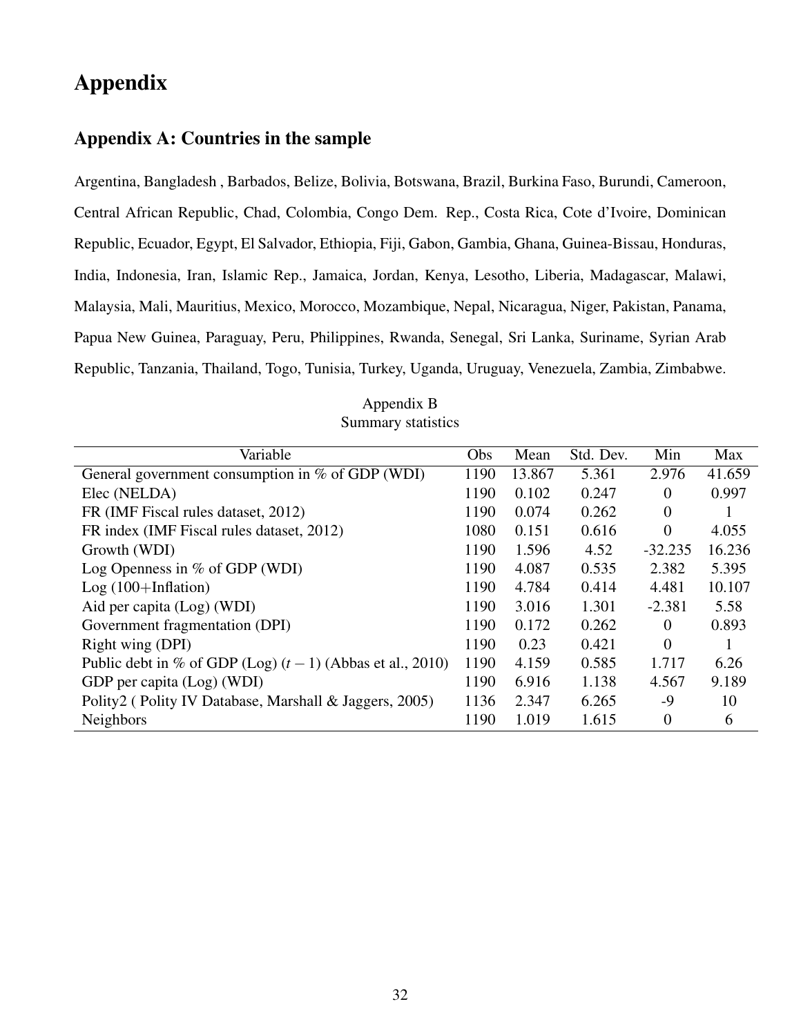# Appendix

## Appendix A: Countries in the sample

Argentina, Bangladesh , Barbados, Belize, Bolivia, Botswana, Brazil, Burkina Faso, Burundi, Cameroon, Central African Republic, Chad, Colombia, Congo Dem. Rep., Costa Rica, Cote d'Ivoire, Dominican Republic, Ecuador, Egypt, El Salvador, Ethiopia, Fiji, Gabon, Gambia, Ghana, Guinea-Bissau, Honduras, India, Indonesia, Iran, Islamic Rep., Jamaica, Jordan, Kenya, Lesotho, Liberia, Madagascar, Malawi, Malaysia, Mali, Mauritius, Mexico, Morocco, Mozambique, Nepal, Nicaragua, Niger, Pakistan, Panama, Papua New Guinea, Paraguay, Peru, Philippines, Rwanda, Senegal, Sri Lanka, Suriname, Syrian Arab Republic, Tanzania, Thailand, Togo, Tunisia, Turkey, Uganda, Uruguay, Venezuela, Zambia, Zimbabwe.

Appendix B
Summary statistics

| Variable | Obs | Mean | Std. Dev. | Min | Max |
|---|---|---|---|---|---|
| General government consumption in % of GDP (WDI) | 1190 | 13.867 | 5.361 | 2.976 | 41.659 |
| Elec (NELDA) | 1190 | 0.102 | 0.247 | 0 | 0.997 |
| FR (IMF Fiscal rules dataset, 2012) | 1190 | 0.074 | 0.262 | 0 | 1 |
| FR index (IMF Fiscal rules dataset, 2012) | 1080 | 0.151 | 0.616 | 0 | 4.055 |
| Growth (WDI) | 1190 | 1.596 | 4.52 | -32.235 | 16.236 |
| Log Openness in % of GDP (WDI) | 1190 | 4.087 | 0.535 | 2.382 | 5.395 |
| Log (100+Inflation) | 1190 | 4.784 | 0.414 | 4.481 | 10.107 |
| Aid per capita (Log) (WDI) | 1190 | 3.016 | 1.301 | -2.381 | 5.58 |
| Government fragmentation (DPI) | 1190 | 0.172 | 0.262 | 0 | 0.893 |
| Right wing (DPI) | 1190 | 0.23 | 0.421 | 0 | 1 |
| Public debt in % of GDP (Log) $(t-1)$ (Abbas et al., 2010) | 1190 | 4.159 | 0.585 | 1.717 | 6.26 |
| GDP per capita (Log) (WDI) | 1190 | 6.916 | 1.138 | 4.567 | 9.189 |
| Polity2 ( Polity IV Database, Marshall & Jaggers, 2005) | 1136 | 2.347 | 6.265 | -9 | 10 |
| Neighbors | 1190 | 1.019 | 1.615 | 0 | 6 |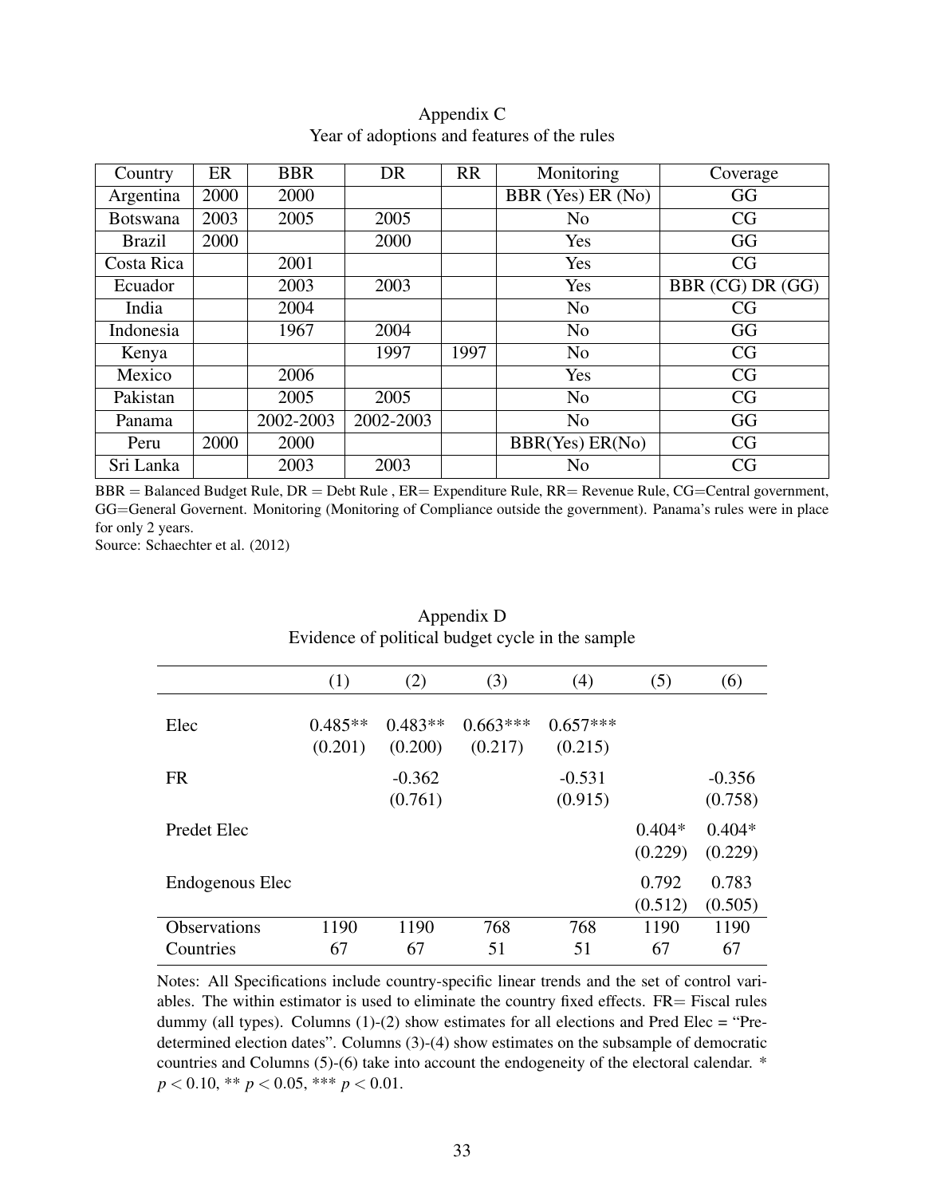## Appendix C

Year of adoptions and features of the rules

| Country | ER | BBR | DR | RR | Monitoring | Coverage |
|---|---|---|---|---|---|---|
| Argentina | 2000 | 2000 | | | BBR (Yes) ER (No) | GG |
| Botswana | 2003 | 2005 | 2005 | | No | CG |
| Brazil | 2000 | | 2000 | | Yes | GG |
| Costa Rica | | 2001 | | | Yes | CG |
| Ecuador | | 2003 | 2003 | | Yes | BBR (CG) DR (GG) |
| India | | 2004 | | | No | CG |
| Indonesia | | 1967 | 2004 | | No | GG |
| Kenya | | | 1997 | 1997 | No | CG |
| Mexico | | 2006 | | | Yes | CG |
| Pakistan | | 2005 | 2005 | | No | CG |
| Panama | | 2002-2003 | 2002-2003 | | No | GG |
| Peru | 2000 | 2000 | | | BBR(Yes) ER(No) | CG |
| Sri Lanka | | 2003 | 2003 | | No | CG |

BBR = Balanced Budget Rule, DR = Debt Rule , ER= Expenditure Rule, RR= Revenue Rule, CG=Central government, GG=General Governent. Monitoring (Monitoring of Compliance outside the government). Panama's rules were in place for only 2 years.
Source: Schaechter et al. (2012)

## Appendix D

Evidence of political budget cycle in the sample

| | (1) | (2) | (3) | (4) | (5) | (6) |
|---|---|---|---|---|---|---|
| Elec | 0.485** | 0.483** | 0.663*** | 0.657*** | | |
| | (0.201) | (0.200) | (0.217) | (0.215) | | |
| FR | | -0.362 | | -0.531 | | -0.356 |
| | | (0.761) | | (0.915) | | (0.758) |
| Predet Elec | | | | | 0.404* | 0.404* |
| | | | | | (0.229) | (0.229) |
| Endogenous Elec | | | | | 0.792 | 0.783 |
| | | | | | (0.512) | (0.505) |
| Observations | 1190 | 1190 | 768 | 768 | 1190 | 1190 |
| Countries | 67 | 67 | 51 | 51 | 67 | 67 |

Notes: All Specifications include country-specific linear trends and the set of control variables. The within estimator is used to eliminate the country fixed effects. FR= Fiscal rules dummy (all types). Columns (1)-(2) show estimates for all elections and Pred Elec = "Predetermined election dates". Columns (3)-(4) show estimates on the subsample of democratic countries and Columns (5)-(6) take into account the endogeneity of the electoral calendar. * $p < 0.10$, ** $p < 0.05$, *** $p < 0.01$.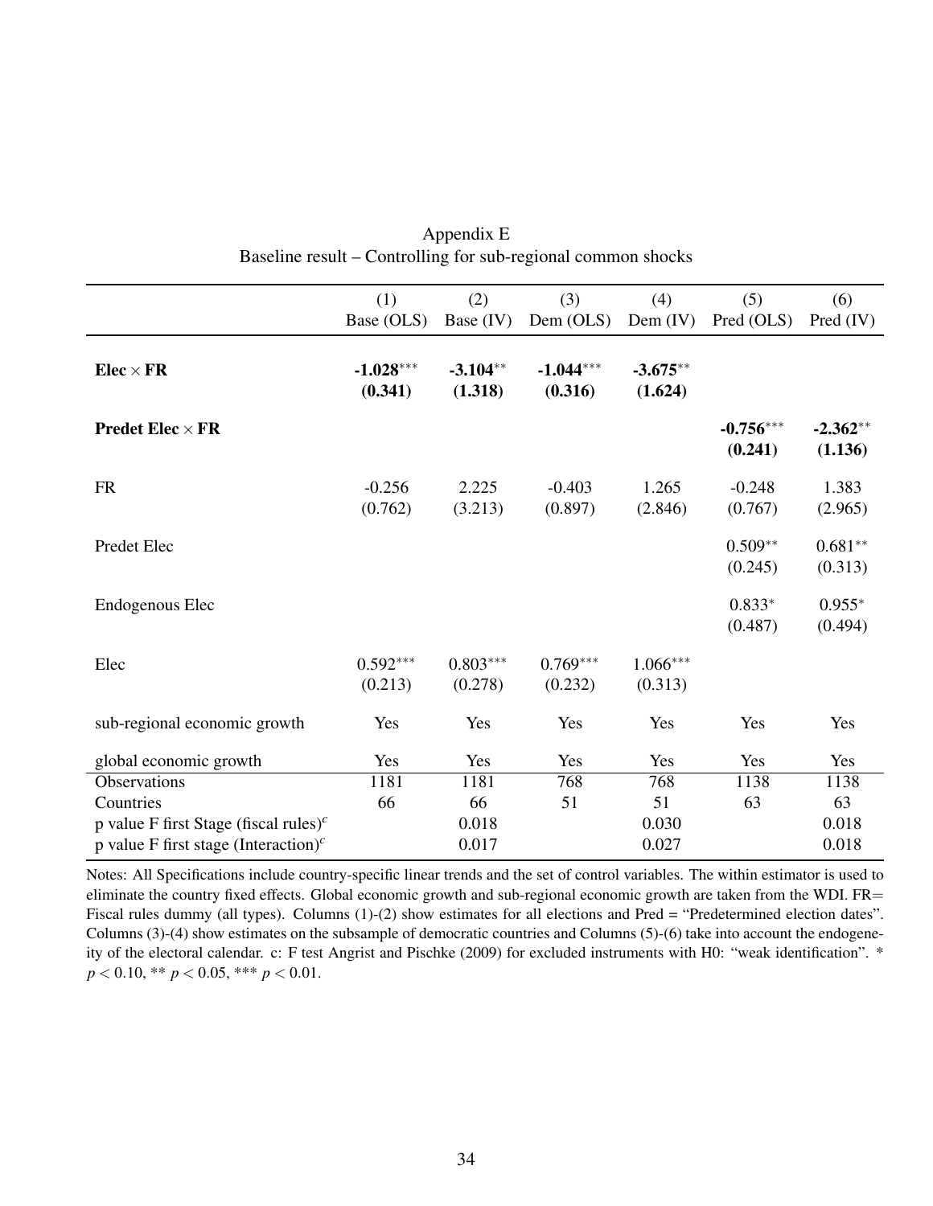Appendix E

Baseline result – Controlling for sub-regional common shocks

| | (1) Base (OLS) | (2) Base (IV) | (3) Dem (OLS) | (4) Dem (IV) | (5) Pred (OLS) | (6) Pred (IV) |
|---|---|---|---|---|---|---|
| **Elec × FR** | **-1.028*****<br>**(0.341)** | **-3.104****<br>**(1.318)** | **-1.044*****<br>**(0.316)** | **-3.675****<br>**(1.624)** | | |
| **Predet Elec × FR** | | | | | **-0.756*****<br>**(0.241)** | **-2.362****<br>**(1.136)** |
| FR | -0.256<br>(0.762) | 2.225<br>(3.213) | -0.403<br>(0.897) | 1.265<br>(2.846) | -0.248<br>(0.767) | 1.383<br>(2.965) |
| Predet Elec | | | | | 0.509**<br>(0.245) | 0.681**<br>(0.313) |
| Endogenous Elec | | | | | 0.833*<br>(0.487) | 0.955*<br>(0.494) |
| Elec | 0.592***<br>(0.213) | 0.803***<br>(0.278) | 0.769***<br>(0.232) | 1.066***<br>(0.313) | | |
| sub-regional economic growth | Yes | Yes | Yes | Yes | Yes | Yes |
| global economic growth | Yes | Yes | Yes | Yes | Yes | Yes |
| Observations | 1181 | 1181 | 768 | 768 | 1138 | 1138 |
| Countries | 66 | 66 | 51 | 51 | 63 | 63 |
| p value F first Stage (fiscal rules)[c] | | 0.018 | | 0.030 | | 0.018 |
| p value F first stage (Interaction)[c] | | 0.017 | | 0.027 | | 0.018 |

Notes: All Specifications include country-specific linear trends and the set of control variables. The within estimator is used to eliminate the country fixed effects. Global economic growth and sub-regional economic growth are taken from the WDI. FR= Fiscal rules dummy (all types). Columns (1)-(2) show estimates for all elections and Pred = "Predetermined election dates". Columns (3)-(4) show estimates on the subsample of democratic countries and Columns (5)-(6) take into account the endogeneity of the electoral calendar. c: F test Angrist and Pischke (2009) for excluded instruments with H0: "weak identification". * $p < 0.10$, ** $p < 0.05$, *** $p < 0.01$.